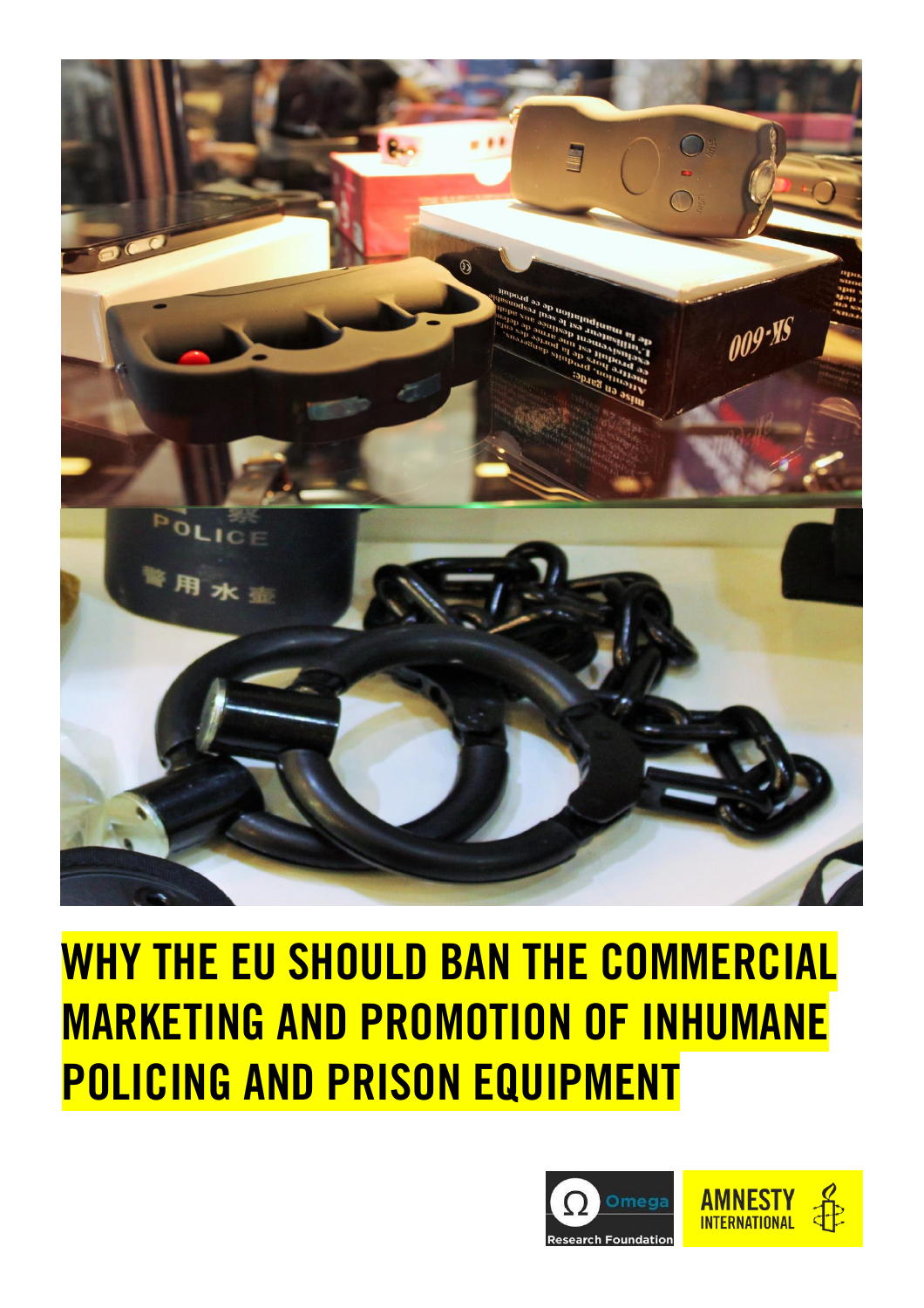# WHY THE EU SHOULD BAN THE COMMERCIAL MARKETING AND PROMOTION OF INHUMANE POLICING AND PRISON EQUIPMENT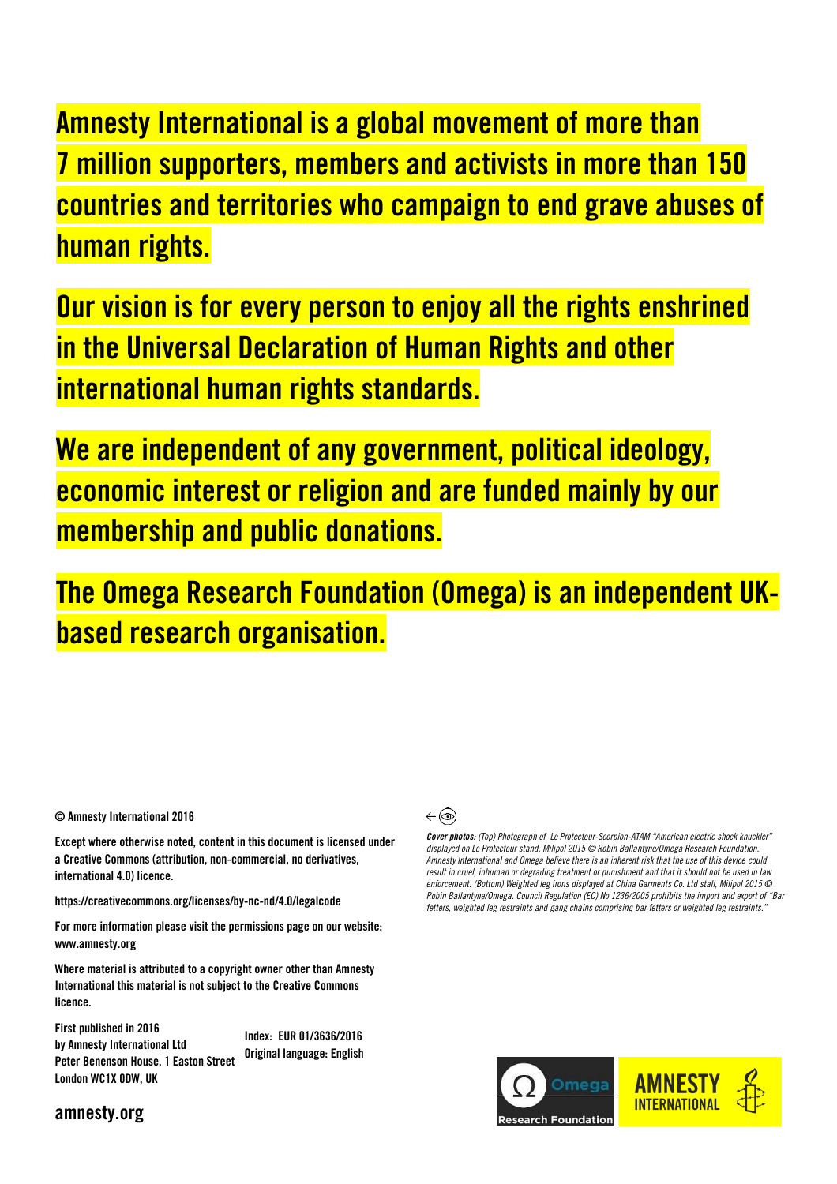**Amnesty International is a global movement of more than 7 million supporters, members and activists in more than 150 countries and territories who campaign to end grave abuses of human rights.**

**Our vision is for every person to enjoy all the rights enshrined in the Universal Declaration of Human Rights and other international human rights standards.**

**We are independent of any government, political ideology, economic interest or religion and are funded mainly by our membership and public donations.**

**The Omega Research Foundation (Omega) is an independent UK-based research organisation.**

© Amnesty International 2016

Except where otherwise noted, content in this document is licensed under a Creative Commons (attribution, non-commercial, no derivatives, international 4.0) licence.

https://creativecommons.org/licenses/by-nc-nd/4.0/legalcode

For more information please visit the permissions page on our website: www.amnesty.org

Where material is attributed to a copyright owner other than Amnesty International this material is not subject to the Creative Commons licence.

First published in 2016
by Amnesty International Ltd
Peter Benenson House, 1 Easton Street
London WC1X 0DW, UK

Index: EUR 01/3636/2016
Original language: English

amnesty.org

***Cover photos:*** *(Top) Photograph of Le Protecteur-Scorpion-ATAM "American electric shock knuckler" displayed on Le Protecteur stand, Milipol 2015 © Robin Ballantyne/Omega Research Foundation. Amnesty International and Omega believe there is an inherent risk that the use of this device could result in cruel, inhuman or degrading treatment or punishment and that it should not be used in law enforcement. (Bottom) Weighted leg irons displayed at China Garments Co. Ltd stall, Milipol 2015 © Robin Ballantyne/Omega. Council Regulation (EC) No 1236/2005 prohibits the import and export of "Bar fetters, weighted leg restraints and gang chains comprising bar fetters or weighted leg restraints."*

Omega Research Foundation

AMNESTY INTERNATIONAL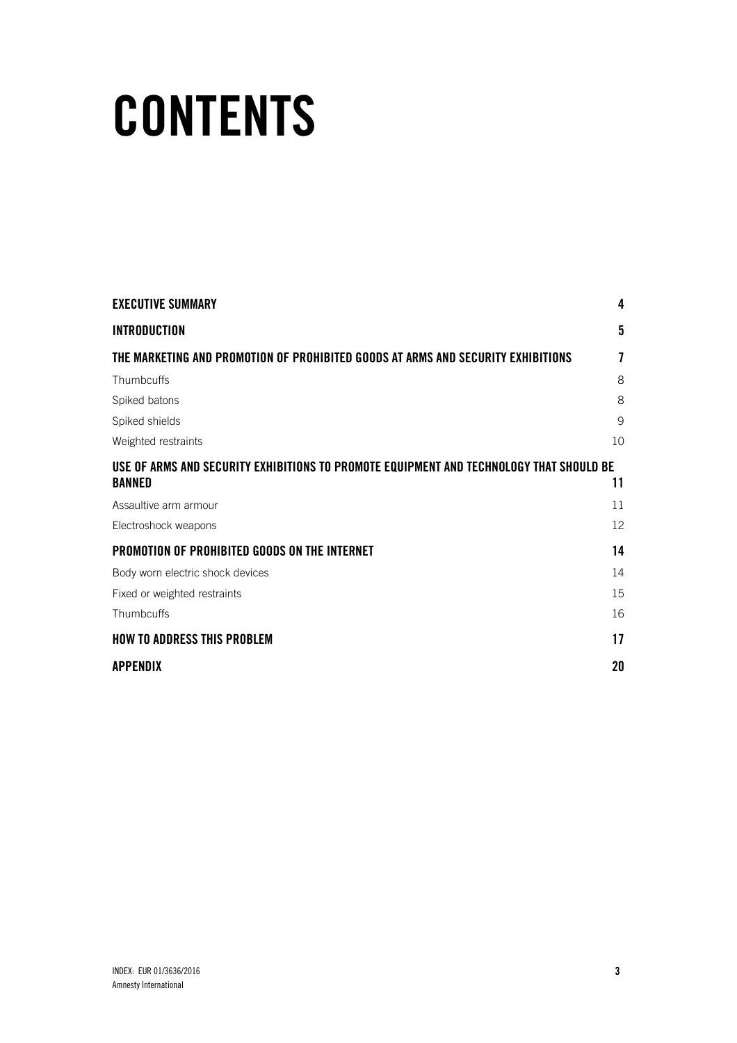# CONTENTS

| | |
|---|---|
| **EXECUTIVE SUMMARY** | **4** |
| **INTRODUCTION** | **5** |
| **THE MARKETING AND PROMOTION OF PROHIBITED GOODS AT ARMS AND SECURITY EXHIBITIONS** | **7** |
| Thumbcuffs | 8 |
| Spiked batons | 8 |
| Spiked shields | 9 |
| Weighted restraints | 10 |
| **USE OF ARMS AND SECURITY EXHIBITIONS TO PROMOTE EQUIPMENT AND TECHNOLOGY THAT SHOULD BE BANNED** | **11** |
| Assaultive arm armour | 11 |
| Electroshock weapons | 12 |
| **PROMOTION OF PROHIBITED GOODS ON THE INTERNET** | **14** |
| Body worn electric shock devices | 14 |
| Fixed or weighted restraints | 15 |
| Thumbcuffs | 16 |
| **HOW TO ADDRESS THIS PROBLEM** | **17** |
| **APPENDIX** | **20** |

INDEX: EUR 01/3636/2016
Amnesty International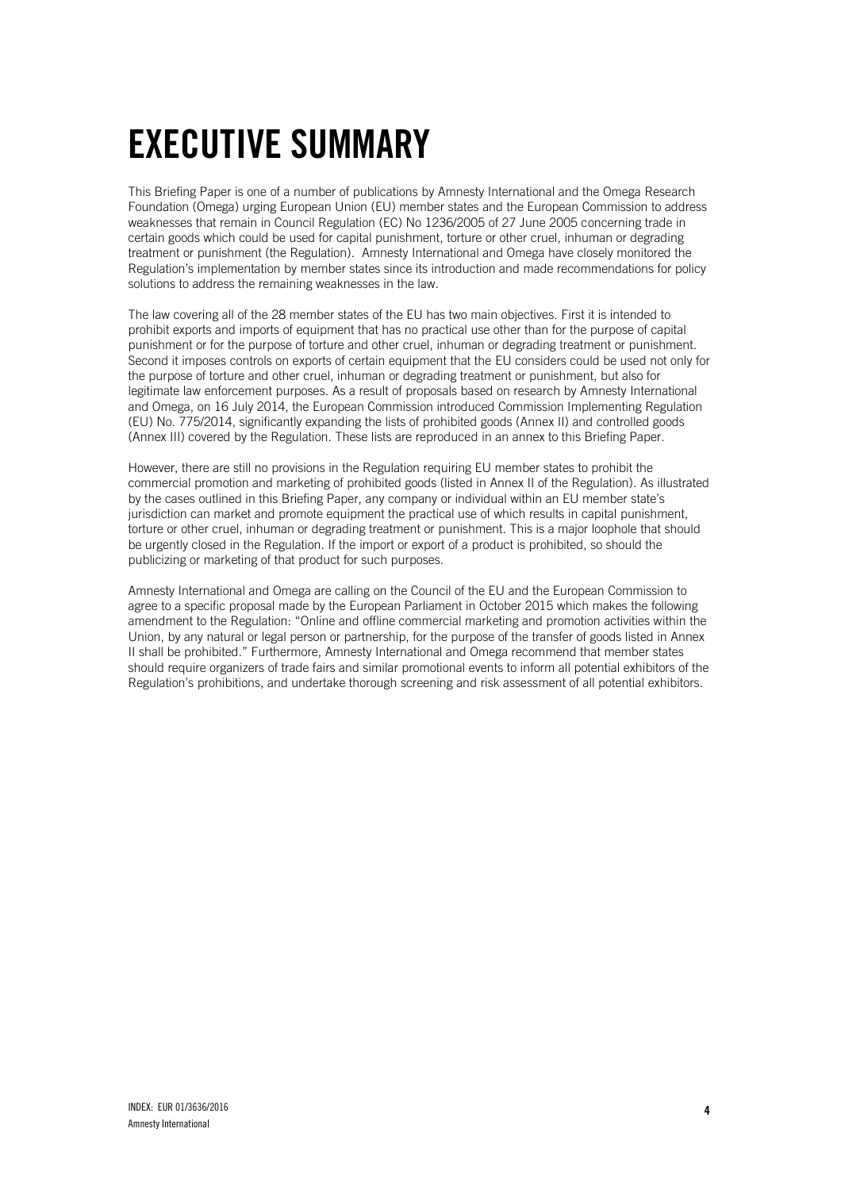# EXECUTIVE SUMMARY

This Briefing Paper is one of a number of publications by Amnesty International and the Omega Research Foundation (Omega) urging European Union (EU) member states and the European Commission to address weaknesses that remain in Council Regulation (EC) No 1236/2005 of 27 June 2005 concerning trade in certain goods which could be used for capital punishment, torture or other cruel, inhuman or degrading treatment or punishment (the Regulation). Amnesty International and Omega have closely monitored the Regulation's implementation by member states since its introduction and made recommendations for policy solutions to address the remaining weaknesses in the law.

The law covering all of the 28 member states of the EU has two main objectives. First it is intended to prohibit exports and imports of equipment that has no practical use other than for the purpose of capital punishment or for the purpose of torture and other cruel, inhuman or degrading treatment or punishment. Second it imposes controls on exports of certain equipment that the EU considers could be used not only for the purpose of torture and other cruel, inhuman or degrading treatment or punishment, but also for legitimate law enforcement purposes. As a result of proposals based on research by Amnesty International and Omega, on 16 July 2014, the European Commission introduced Commission Implementing Regulation (EU) No. 775/2014, significantly expanding the lists of prohibited goods (Annex II) and controlled goods (Annex III) covered by the Regulation. These lists are reproduced in an annex to this Briefing Paper.

However, there are still no provisions in the Regulation requiring EU member states to prohibit the commercial promotion and marketing of prohibited goods (listed in Annex II of the Regulation). As illustrated by the cases outlined in this Briefing Paper, any company or individual within an EU member state's jurisdiction can market and promote equipment the practical use of which results in capital punishment, torture or other cruel, inhuman or degrading treatment or punishment. This is a major loophole that should be urgently closed in the Regulation. If the import or export of a product is prohibited, so should the publicizing or marketing of that product for such purposes.

Amnesty International and Omega are calling on the Council of the EU and the European Commission to agree to a specific proposal made by the European Parliament in October 2015 which makes the following amendment to the Regulation: "Online and offline commercial marketing and promotion activities within the Union, by any natural or legal person or partnership, for the purpose of the transfer of goods listed in Annex II shall be prohibited." Furthermore, Amnesty International and Omega recommend that member states should require organizers of trade fairs and similar promotional events to inform all potential exhibitors of the Regulation's prohibitions, and undertake thorough screening and risk assessment of all potential exhibitors.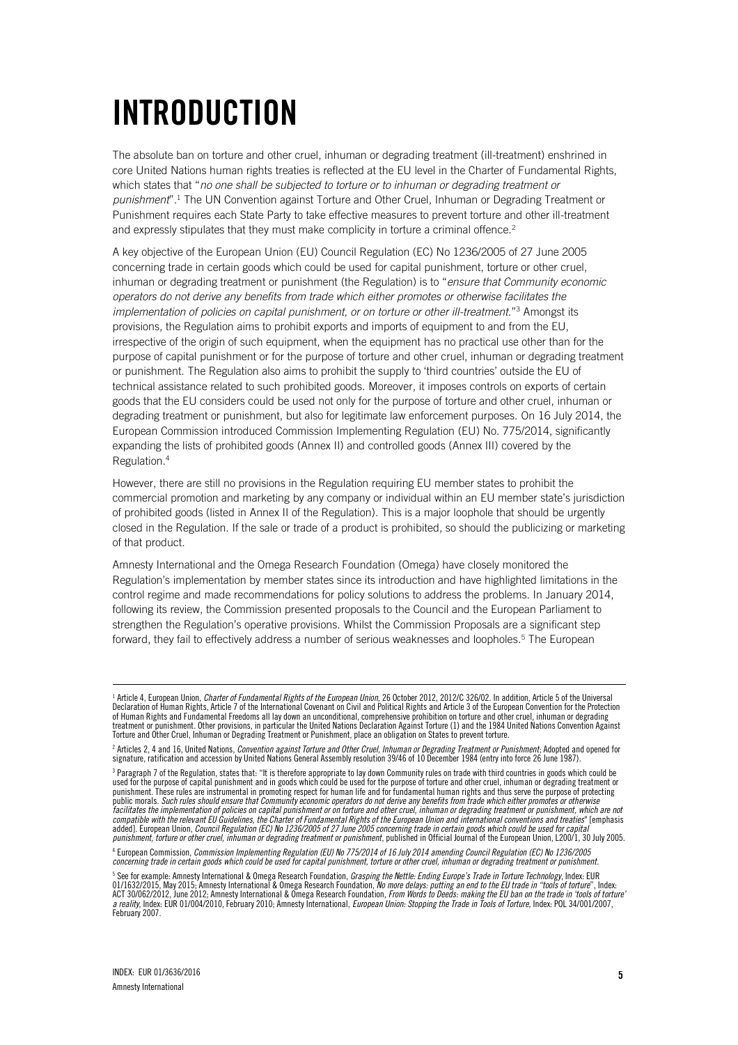# INTRODUCTION

The absolute ban on torture and other cruel, inhuman or degrading treatment (ill-treatment) enshrined in core United Nations human rights treaties is reflected at the EU level in the Charter of Fundamental Rights, which states that "*no one shall be subjected to torture or to inhuman or degrading treatment or punishment*".[1] The UN Convention against Torture and Other Cruel, Inhuman or Degrading Treatment or Punishment requires each State Party to take effective measures to prevent torture and other ill-treatment and expressly stipulates that they must make complicity in torture a criminal offence.[2]

A key objective of the European Union (EU) Council Regulation (EC) No 1236/2005 of 27 June 2005 concerning trade in certain goods which could be used for capital punishment, torture or other cruel, inhuman or degrading treatment or punishment (the Regulation) is to "*ensure that Community economic operators do not derive any benefits from trade which either promotes or otherwise facilitates the implementation of policies on capital punishment, or on torture or other ill-treatment.*"[3] Amongst its provisions, the Regulation aims to prohibit exports and imports of equipment to and from the EU, irrespective of the origin of such equipment, when the equipment has no practical use other than for the purpose of capital punishment or for the purpose of torture and other cruel, inhuman or degrading treatment or punishment. The Regulation also aims to prohibit the supply to 'third countries' outside the EU of technical assistance related to such prohibited goods. Moreover, it imposes controls on exports of certain goods that the EU considers could be used not only for the purpose of torture and other cruel, inhuman or degrading treatment or punishment, but also for legitimate law enforcement purposes. On 16 July 2014, the European Commission introduced Commission Implementing Regulation (EU) No. 775/2014, significantly expanding the lists of prohibited goods (Annex II) and controlled goods (Annex III) covered by the Regulation.[4]

However, there are still no provisions in the Regulation requiring EU member states to prohibit the commercial promotion and marketing by any company or individual within an EU member state's jurisdiction of prohibited goods (listed in Annex II of the Regulation). This is a major loophole that should be urgently closed in the Regulation. If the sale or trade of a product is prohibited, so should the publicizing or marketing of that product.

Amnesty International and the Omega Research Foundation (Omega) have closely monitored the Regulation's implementation by member states since its introduction and have highlighted limitations in the control regime and made recommendations for policy solutions to address the problems. In January 2014, following its review, the Commission presented proposals to the Council and the European Parliament to strengthen the Regulation's operative provisions. Whilst the Commission Proposals are a significant step forward, they fail to effectively address a number of serious weaknesses and loopholes.[5] The European

---

[1] Article 4, European Union, *Charter of Fundamental Rights of the European Union*, 26 October 2012, 2012/C 326/02. In addition, Article 5 of the Universal Declaration of Human Rights, Article 7 of the International Covenant on Civil and Political Rights and Article 3 of the European Convention for the Protection of Human Rights and Fundamental Freedoms all lay down an unconditional, comprehensive prohibition on torture and other cruel, inhuman or degrading treatment or punishment. Other provisions, in particular the United Nations Declaration Against Torture (1) and the 1984 United Nations Convention Against Torture and Other Cruel, Inhuman or Degrading Treatment or Punishment, place an obligation on States to prevent torture.

[2] Articles 2, 4 and 16, United Nations, *Convention against Torture and Other Cruel, Inhuman or Degrading Treatment or Punishment*; Adopted and opened for signature, ratification and accession by United Nations General Assembly resolution 39/46 of 10 December 1984 (entry into force 26 June 1987).

[3] Paragraph 7 of the Regulation, states that: "It is therefore appropriate to lay down Community rules on trade with third countries in goods which could be used for the purpose of capital punishment and in goods which could be used for the purpose of torture and other cruel, inhuman or degrading treatment or punishment. These rules are instrumental in promoting respect for human life and for fundamental human rights and thus serve the purpose of protecting public morals. *Such rules should ensure that Community economic operators do not derive any benefits from trade which either promotes or otherwise facilitates the implementation of policies on capital punishment or on torture and other cruel, inhuman or degrading treatment or punishment, which are not compatible with the relevant EU Guidelines, the Charter of Fundamental Rights of the European Union and international conventions and treaties*" [emphasis added]. European Union, *Council Regulation (EC) No 1236/2005 of 27 June 2005 concerning trade in certain goods which could be used for capital punishment, torture or other cruel, inhuman or degrading treatment or punishment*, published in Official Journal of the European Union, L200/1, 30 July 2005.

[4] European Commission, *Commission Implementing Regulation (EU) No 775/2014 of 16 July 2014 amending Council Regulation (EC) No 1236/2005 concerning trade in certain goods which could be used for capital punishment, torture or other cruel, inhuman or degrading treatment or punishment.*

[5] See for example: Amnesty International & Omega Research Foundation, *Grasping the Nettle: Ending Europe's Trade in Torture Technology*, Index: EUR 01/1632/2015, May 2015; Amnesty International & Omega Research Foundation, *No more delays: putting an end to the EU trade in "tools of torture"*, Index: ACT 30/062/2012, June 2012; Amnesty International & Omega Research Foundation, *From Words to Deeds: making the EU ban on the trade in 'tools of torture' a reality*, Index: EUR 01/004/2010, February 2010; Amnesty International, *European Union: Stopping the Trade in Tools of Torture*, Index: POL 34/001/2007, February 2007.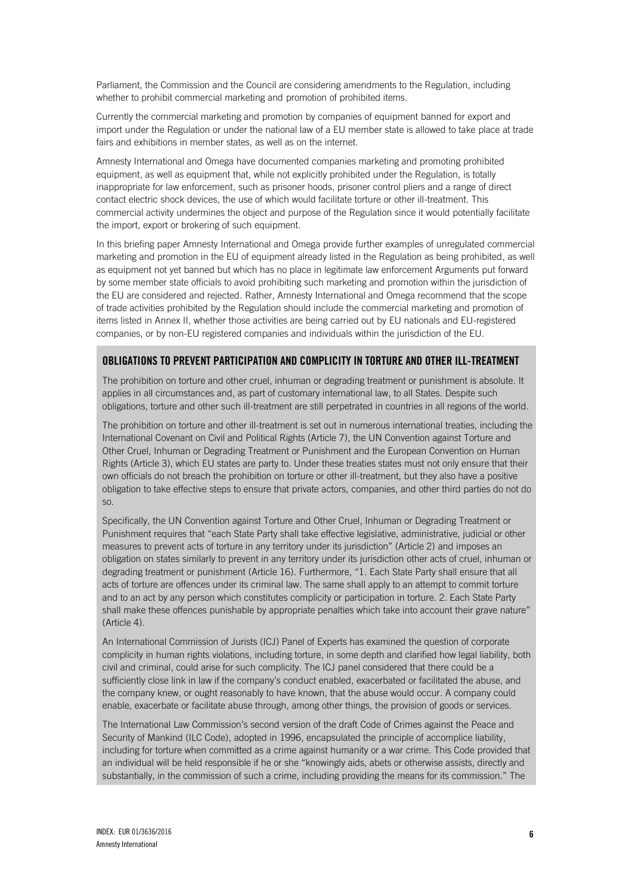Parliament, the Commission and the Council are considering amendments to the Regulation, including whether to prohibit commercial marketing and promotion of prohibited items.

Currently the commercial marketing and promotion by companies of equipment banned for export and import under the Regulation or under the national law of a EU member state is allowed to take place at trade fairs and exhibitions in member states, as well as on the internet.

Amnesty International and Omega have documented companies marketing and promoting prohibited equipment, as well as equipment that, while not explicitly prohibited under the Regulation, is totally inappropriate for law enforcement, such as prisoner hoods, prisoner control pliers and a range of direct contact electric shock devices, the use of which would facilitate torture or other ill-treatment. This commercial activity undermines the object and purpose of the Regulation since it would potentially facilitate the import, export or brokering of such equipment.

In this briefing paper Amnesty International and Omega provide further examples of unregulated commercial marketing and promotion in the EU of equipment already listed in the Regulation as being prohibited, as well as equipment not yet banned but which has no place in legitimate law enforcement Arguments put forward by some member state officials to avoid prohibiting such marketing and promotion within the jurisdiction of the EU are considered and rejected. Rather, Amnesty International and Omega recommend that the scope of trade activities prohibited by the Regulation should include the commercial marketing and promotion of items listed in Annex II, whether those activities are being carried out by EU nationals and EU-registered companies, or by non-EU registered companies and individuals within the jurisdiction of the EU.

## OBLIGATIONS TO PREVENT PARTICIPATION AND COMPLICITY IN TORTURE AND OTHER ILL-TREATMENT

The prohibition on torture and other cruel, inhuman or degrading treatment or punishment is absolute. It applies in all circumstances and, as part of customary international law, to all States. Despite such obligations, torture and other such ill-treatment are still perpetrated in countries in all regions of the world.

The prohibition on torture and other ill-treatment is set out in numerous international treaties, including the International Covenant on Civil and Political Rights (Article 7), the UN Convention against Torture and Other Cruel, Inhuman or Degrading Treatment or Punishment and the European Convention on Human Rights (Article 3), which EU states are party to. Under these treaties states must not only ensure that their own officials do not breach the prohibition on torture or other ill-treatment, but they also have a positive obligation to take effective steps to ensure that private actors, companies, and other third parties do not do so.

Specifically, the UN Convention against Torture and Other Cruel, Inhuman or Degrading Treatment or Punishment requires that "each State Party shall take effective legislative, administrative, judicial or other measures to prevent acts of torture in any territory under its jurisdiction" (Article 2) and imposes an obligation on states similarly to prevent in any territory under its jurisdiction other acts of cruel, inhuman or degrading treatment or punishment (Article 16). Furthermore, "1. Each State Party shall ensure that all acts of torture are offences under its criminal law. The same shall apply to an attempt to commit torture and to an act by any person which constitutes complicity or participation in torture. 2. Each State Party shall make these offences punishable by appropriate penalties which take into account their grave nature" (Article 4).

An International Commission of Jurists (ICJ) Panel of Experts has examined the question of corporate complicity in human rights violations, including torture, in some depth and clarified how legal liability, both civil and criminal, could arise for such complicity. The ICJ panel considered that there could be a sufficiently close link in law if the company's conduct enabled, exacerbated or facilitated the abuse, and the company knew, or ought reasonably to have known, that the abuse would occur. A company could enable, exacerbate or facilitate abuse through, among other things, the provision of goods or services.

The International Law Commission's second version of the draft Code of Crimes against the Peace and Security of Mankind (ILC Code), adopted in 1996, encapsulated the principle of accomplice liability, including for torture when committed as a crime against humanity or a war crime. This Code provided that an individual will be held responsible if he or she "knowingly aids, abets or otherwise assists, directly and substantially, in the commission of such a crime, including providing the means for its commission." The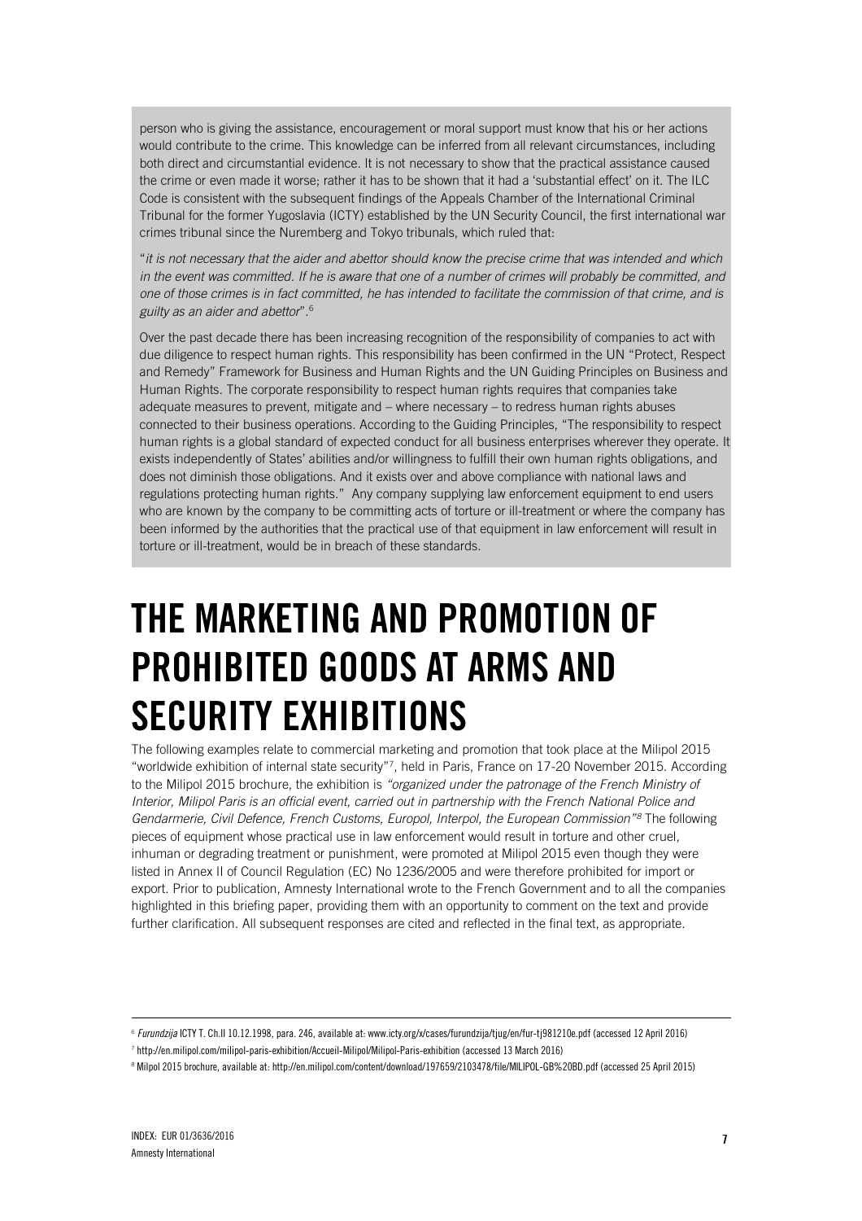person who is giving the assistance, encouragement or moral support must know that his or her actions would contribute to the crime. This knowledge can be inferred from all relevant circumstances, including both direct and circumstantial evidence. It is not necessary to show that the practical assistance caused the crime or even made it worse; rather it has to be shown that it had a 'substantial effect' on it. The ILC Code is consistent with the subsequent findings of the Appeals Chamber of the International Criminal Tribunal for the former Yugoslavia (ICTY) established by the UN Security Council, the first international war crimes tribunal since the Nuremberg and Tokyo tribunals, which ruled that:

"*it is not necessary that the aider and abettor should know the precise crime that was intended and which in the event was committed. If he is aware that one of a number of crimes will probably be committed, and one of those crimes is in fact committed, he has intended to facilitate the commission of that crime, and is guilty as an aider and abettor*".[6]

Over the past decade there has been increasing recognition of the responsibility of companies to act with due diligence to respect human rights. This responsibility has been confirmed in the UN "Protect, Respect and Remedy" Framework for Business and Human Rights and the UN Guiding Principles on Business and Human Rights. The corporate responsibility to respect human rights requires that companies take adequate measures to prevent, mitigate and – where necessary – to redress human rights abuses connected to their business operations. According to the Guiding Principles, "The responsibility to respect human rights is a global standard of expected conduct for all business enterprises wherever they operate. It exists independently of States' abilities and/or willingness to fulfill their own human rights obligations, and does not diminish those obligations. And it exists over and above compliance with national laws and regulations protecting human rights." Any company supplying law enforcement equipment to end users who are known by the company to be committing acts of torture or ill-treatment or where the company has been informed by the authorities that the practical use of that equipment in law enforcement will result in torture or ill-treatment, would be in breach of these standards.

# THE MARKETING AND PROMOTION OF PROHIBITED GOODS AT ARMS AND SECURITY EXHIBITIONS

The following examples relate to commercial marketing and promotion that took place at the Milipol 2015 "worldwide exhibition of internal state security"[7], held in Paris, France on 17-20 November 2015. According to the Milipol 2015 brochure, the exhibition is *"organized under the patronage of the French Ministry of Interior, Milipol Paris is an official event, carried out in partnership with the French National Police and Gendarmerie, Civil Defence, French Customs, Europol, Interpol, the European Commission"*[8] The following pieces of equipment whose practical use in law enforcement would result in torture and other cruel, inhuman or degrading treatment or punishment, were promoted at Milipol 2015 even though they were listed in Annex II of Council Regulation (EC) No 1236/2005 and were therefore prohibited for import or export. Prior to publication, Amnesty International wrote to the French Government and to all the companies highlighted in this briefing paper, providing them with an opportunity to comment on the text and provide further clarification. All subsequent responses are cited and reflected in the final text, as appropriate.

---

[6] *Furundzija* ICTY T. Ch.II 10.12.1998, para. 246, available at: www.icty.org/x/cases/furundzija/tjug/en/fur-tj981210e.pdf (accessed 12 April 2016)

[7] http://en.milipol.com/milipol-paris-exhibition/Accueil-Milipol/Milipol-Paris-exhibition (accessed 13 March 2016)

[8] Milpol 2015 brochure, available at: http://en.milipol.com/content/download/197659/2103478/file/MILIPOL-GB%20BD.pdf (accessed 25 April 2015)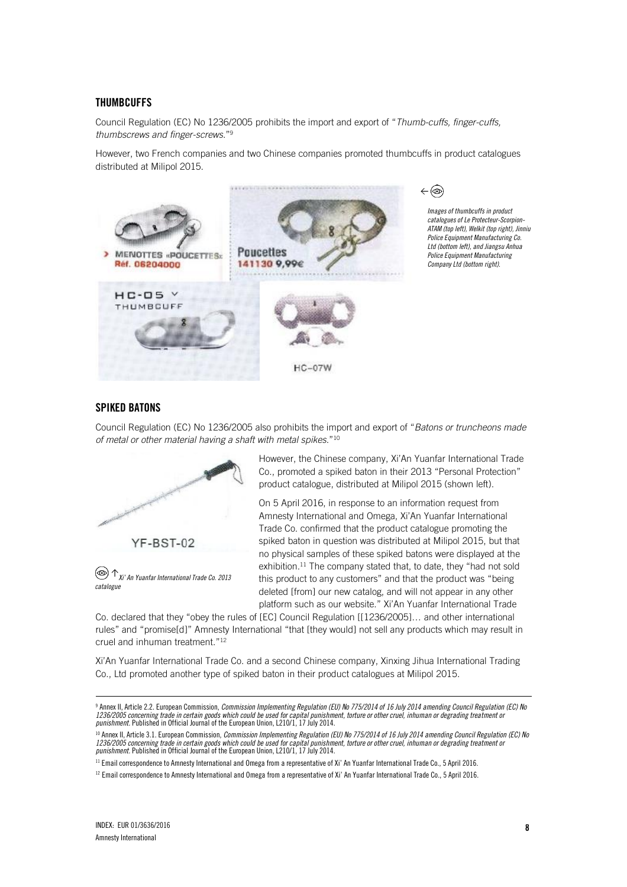## THUMBCUFFS

Council Regulation (EC) No 1236/2005 prohibits the import and export of "*Thumb-cuffs, finger-cuffs, thumbscrews and finger-screws.*"[9]

However, two French companies and two Chinese companies promoted thumbcuffs in product catalogues distributed at Milipol 2015.

*Images of thumbcuffs in product catalogues of Le Protecteur-Scorpion-ATAM (top left), Welkit (top right), Jinniu Police Equipment Manufacturing Co. Ltd (bottom left), and Jiangsu Anhua Police Equipment Manufacturing Company Ltd (bottom right).*

## SPIKED BATONS

Council Regulation (EC) No 1236/2005 also prohibits the import and export of "*Batons or truncheons made of metal or other material having a shaft with metal spikes.*"[10]

*Xi' An Yuanfar International Trade Co. 2013 catalogue*

However, the Chinese company, Xi'An Yuanfar International Trade Co., promoted a spiked baton in their 2013 "Personal Protection" product catalogue, distributed at Milipol 2015 (shown left).

On 5 April 2016, in response to an information request from Amnesty International and Omega, Xi'An Yuanfar International Trade Co. confirmed that the product catalogue promoting the spiked baton in question was distributed at Milipol 2015, but that no physical samples of these spiked batons were displayed at the exhibition.[11] The company stated that, to date, they "had not sold this product to any customers" and that the product was "being deleted [from] our new catalog, and will not appear in any other platform such as our website." Xi'An Yuanfar International Trade Co. declared that they "obey the rules of [EC] Council Regulation [[1236/2005]… and other international rules" and "promise[d]" Amnesty International "that [they would] not sell any products which may result in cruel and inhuman treatment."[12]

Xi'An Yuanfar International Trade Co. and a second Chinese company, Xinxing Jihua International Trading Co., Ltd promoted another type of spiked baton in their product catalogues at Milipol 2015.

---

[9] Annex II, Article 2.2. European Commission, *Commission Implementing Regulation (EU) No 775/2014 of 16 July 2014 amending Council Regulation (EC) No 1236/2005 concerning trade in certain goods which could be used for capital punishment, torture or other cruel, inhuman or degrading treatment or punishment*. Published in Official Journal of the European Union, L210/1, 17 July 2014.

[10] Annex II, Article 3.1. European Commission, *Commission Implementing Regulation (EU) No 775/2014 of 16 July 2014 amending Council Regulation (EC) No 1236/2005 concerning trade in certain goods which could be used for capital punishment, torture or other cruel, inhuman or degrading treatment or punishment*. Published in Official Journal of the European Union, L210/1, 17 July 2014.

[11] Email correspondence to Amnesty International and Omega from a representative of Xi' An Yuanfar International Trade Co., 5 April 2016.

[12] Email correspondence to Amnesty International and Omega from a representative of Xi' An Yuanfar International Trade Co., 5 April 2016.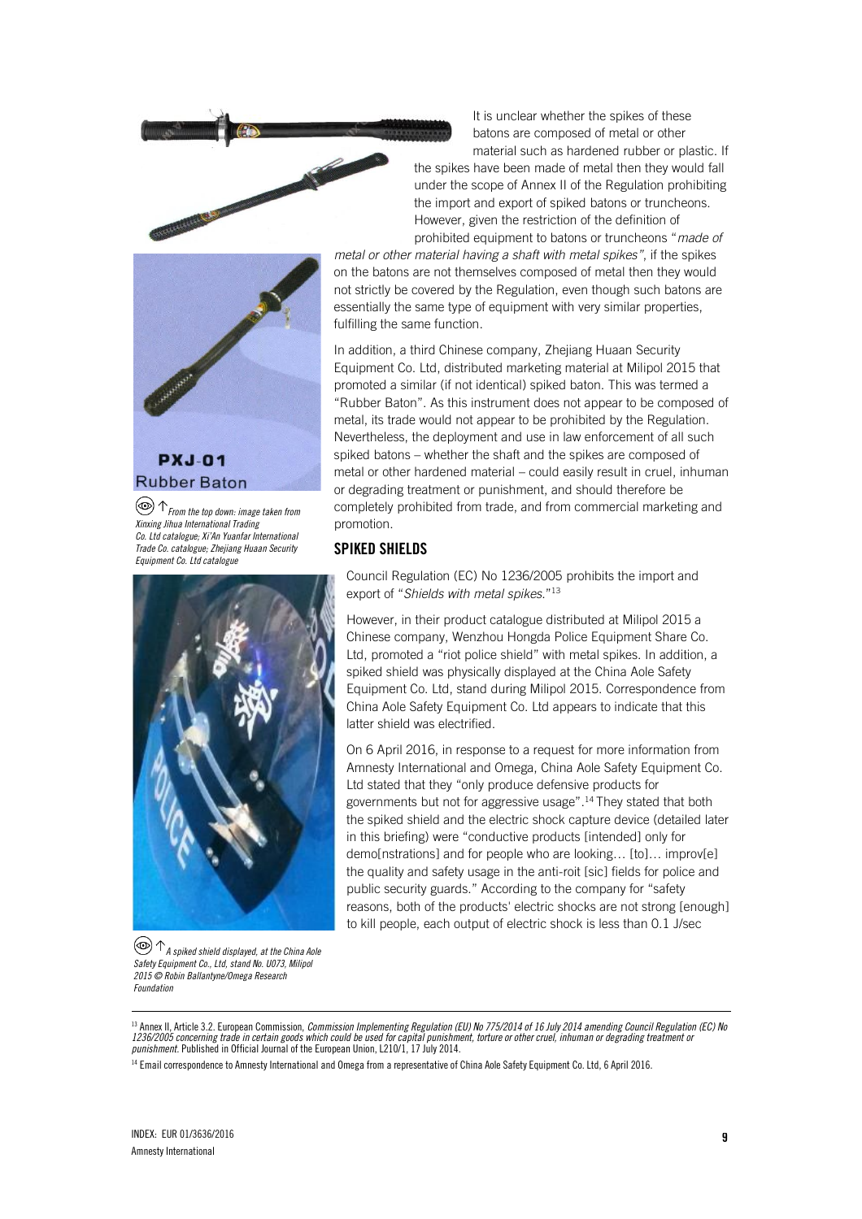It is unclear whether the spikes of these batons are composed of metal or other material such as hardened rubber or plastic. If the spikes have been made of metal then they would fall under the scope of Annex II of the Regulation prohibiting the import and export of spiked batons or truncheons. However, given the restriction of the definition of prohibited equipment to batons or truncheons "*made of metal or other material having a shaft with metal spikes*", if the spikes on the batons are not themselves composed of metal then they would not strictly be covered by the Regulation, even though such batons are essentially the same type of equipment with very similar properties, fulfilling the same function.

In addition, a third Chinese company, Zhejiang Huaan Security Equipment Co. Ltd, distributed marketing material at Milipol 2015 that promoted a similar (if not identical) spiked baton. This was termed a "Rubber Baton". As this instrument does not appear to be composed of metal, its trade would not appear to be prohibited by the Regulation. Nevertheless, the deployment and use in law enforcement of all such spiked batons – whether the shaft and the spikes are composed of metal or other hardened material – could easily result in cruel, inhuman or degrading treatment or punishment, and should therefore be completely prohibited from trade, and from commercial marketing and promotion.

*From the top down: image taken from Xinxing Jihua International Trading Co. Ltd catalogue; Xi'An Yuanfar International Trade Co. catalogue; Zhejiang Huaan Security Equipment Co. Ltd catalogue*

## SPIKED SHIELDS

Council Regulation (EC) No 1236/2005 prohibits the import and export of "*Shields with metal spikes*."[13]

However, in their product catalogue distributed at Milipol 2015 a Chinese company, Wenzhou Hongda Police Equipment Share Co. Ltd, promoted a "riot police shield" with metal spikes. In addition, a spiked shield was physically displayed at the China Aole Safety Equipment Co. Ltd, stand during Milipol 2015. Correspondence from China Aole Safety Equipment Co. Ltd appears to indicate that this latter shield was electrified.

On 6 April 2016, in response to a request for more information from Amnesty International and Omega, China Aole Safety Equipment Co. Ltd stated that they "only produce defensive products for governments but not for aggressive usage".[14] They stated that both the spiked shield and the electric shock capture device (detailed later in this briefing) were "conductive products [intended] only for demo[nstrations] and for people who are looking… [to]… improv[e] the quality and safety usage in the anti-roit [sic] fields for police and public security guards." According to the company for "safety reasons, both of the products' electric shocks are not strong [enough] to kill people, each output of electric shock is less than 0.1 J/sec

*A spiked shield displayed, at the China Aole Safety Equipment Co., Ltd, stand No. U073, Milipol 2015 © Robin Ballantyne/Omega Research Foundation*

---

[13] Annex II, Article 3.2. European Commission, *Commission Implementing Regulation (EU) No 775/2014 of 16 July 2014 amending Council Regulation (EC) No 1236/2005 concerning trade in certain goods which could be used for capital punishment, torture or other cruel, inhuman or degrading treatment or punishment.* Published in Official Journal of the European Union, L210/1, 17 July 2014.

[14] Email correspondence to Amnesty International and Omega from a representative of China Aole Safety Equipment Co. Ltd, 6 April 2016.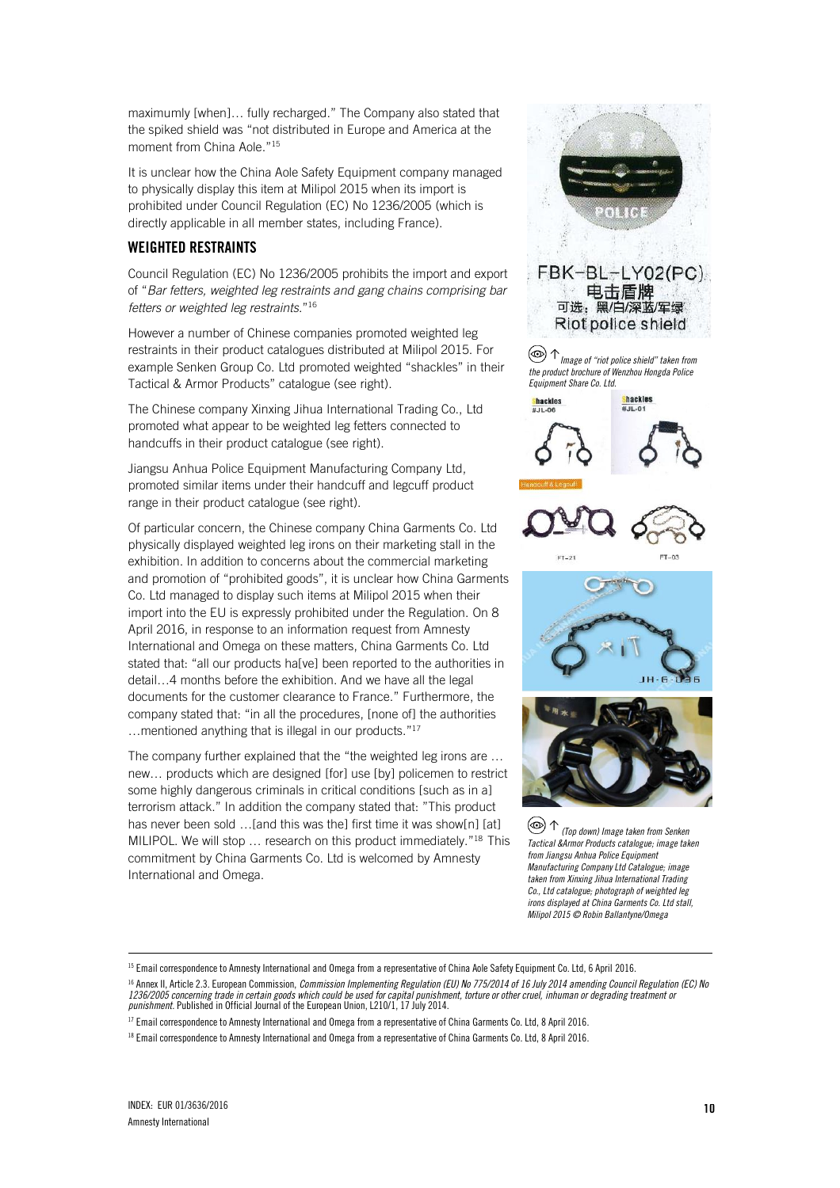maximumly [when]… fully recharged." The Company also stated that the spiked shield was "not distributed in Europe and America at the moment from China Aole."[15]

It is unclear how the China Aole Safety Equipment company managed to physically display this item at Milipol 2015 when its import is prohibited under Council Regulation (EC) No 1236/2005 (which is directly applicable in all member states, including France).

## WEIGHTED RESTRAINTS

Council Regulation (EC) No 1236/2005 prohibits the import and export of "*Bar fetters, weighted leg restraints and gang chains comprising bar fetters or weighted leg restraints.*"[16]

However a number of Chinese companies promoted weighted leg restraints in their product catalogues distributed at Milipol 2015. For example Senken Group Co. Ltd promoted weighted "shackles" in their Tactical & Armor Products" catalogue (see right).

The Chinese company Xinxing Jihua International Trading Co., Ltd promoted what appear to be weighted leg fetters connected to handcuffs in their product catalogue (see right).

Jiangsu Anhua Police Equipment Manufacturing Company Ltd, promoted similar items under their handcuff and legcuff product range in their product catalogue (see right).

Of particular concern, the Chinese company China Garments Co. Ltd physically displayed weighted leg irons on their marketing stall in the exhibition. In addition to concerns about the commercial marketing and promotion of "prohibited goods", it is unclear how China Garments Co. Ltd managed to display such items at Milipol 2015 when their import into the EU is expressly prohibited under the Regulation. On 8 April 2016, in response to an information request from Amnesty International and Omega on these matters, China Garments Co. Ltd stated that: "all our products ha[ve] been reported to the authorities in detail…4 months before the exhibition. And we have all the legal documents for the customer clearance to France." Furthermore, the company stated that: "in all the procedures, [none of] the authorities …mentioned anything that is illegal in our products."[17]

The company further explained that the "the weighted leg irons are … new… products which are designed [for] use [by] policemen to restrict some highly dangerous criminals in critical conditions [such as in a] terrorism attack." In addition the company stated that: "This product has never been sold …[and this was the] first time it was show[n] [at] MILIPOL. We will stop … research on this product immediately."[18] This commitment by China Garments Co. Ltd is welcomed by Amnesty International and Omega.

FBK-BL-LY02(PC)
电击盾牌
可选：黑/白/深蓝/军绿
Riot police shield

↑ *Image of "riot police shield" taken from the product brochure of Wenzhou Hongda Police Equipment Share Co. Ltd.*

↑ *(Top down) Image taken from Senken Tactical &Armor Products catalogue; image taken from Jiangsu Anhua Police Equipment Manufacturing Company Ltd Catalogue; image taken from Xinxing Jihua International Trading Co., Ltd catalogue; photograph of weighted leg irons displayed at China Garments Co. Ltd stall, Milipol 2015 © Robin Ballantyne/Omega*

---

[15] Email correspondence to Amnesty International and Omega from a representative of China Aole Safety Equipment Co. Ltd, 6 April 2016.

[16] Annex II, Article 2.3. European Commission, *Commission Implementing Regulation (EU) No 775/2014 of 16 July 2014 amending Council Regulation (EC) No 1236/2005 concerning trade in certain goods which could be used for capital punishment, torture or other cruel, inhuman or degrading treatment or punishment*. Published in Official Journal of the European Union, L210/1, 17 July 2014.

[17] Email correspondence to Amnesty International and Omega from a representative of China Garments Co. Ltd, 8 April 2016.

[18] Email correspondence to Amnesty International and Omega from a representative of China Garments Co. Ltd, 8 April 2016.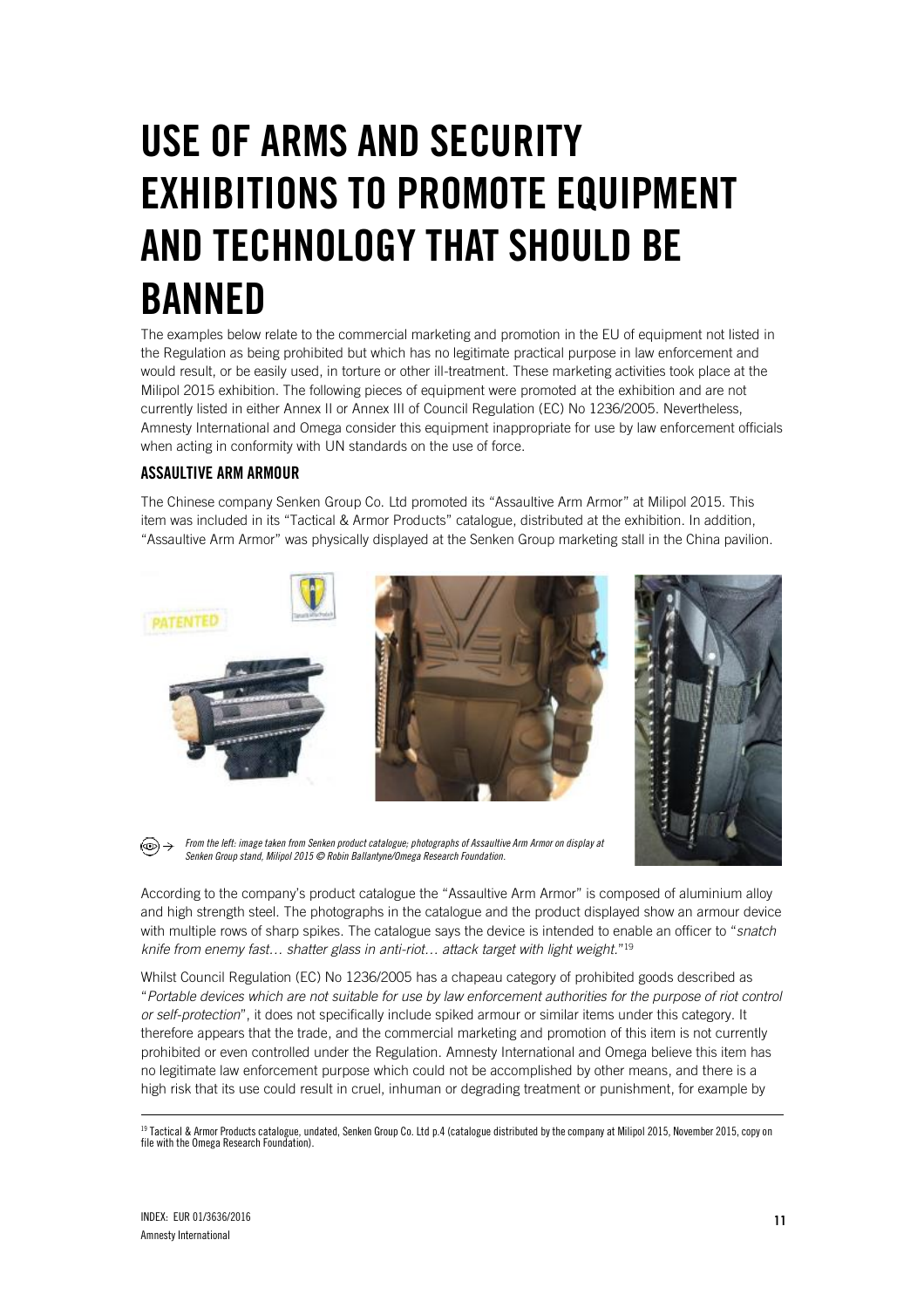# USE OF ARMS AND SECURITY EXHIBITIONS TO PROMOTE EQUIPMENT AND TECHNOLOGY THAT SHOULD BE BANNED

The examples below relate to the commercial marketing and promotion in the EU of equipment not listed in the Regulation as being prohibited but which has no legitimate practical purpose in law enforcement and would result, or be easily used, in torture or other ill-treatment. These marketing activities took place at the Milipol 2015 exhibition. The following pieces of equipment were promoted at the exhibition and are not currently listed in either Annex II or Annex III of Council Regulation (EC) No 1236/2005. Nevertheless, Amnesty International and Omega consider this equipment inappropriate for use by law enforcement officials when acting in conformity with UN standards on the use of force.

### ASSAULTIVE ARM ARMOUR

The Chinese company Senken Group Co. Ltd promoted its "Assaultive Arm Armor" at Milipol 2015. This item was included in its "Tactical & Armor Products" catalogue, distributed at the exhibition. In addition, "Assaultive Arm Armor" was physically displayed at the Senken Group marketing stall in the China pavilion.

*From the left: image taken from Senken product catalogue; photographs of Assaultive Arm Armor on display at Senken Group stand, Milipol 2015 © Robin Ballantyne/Omega Research Foundation.*

According to the company's product catalogue the "Assaultive Arm Armor" is composed of aluminium alloy and high strength steel. The photographs in the catalogue and the product displayed show an armour device with multiple rows of sharp spikes. The catalogue says the device is intended to enable an officer to "*snatch knife from enemy fast… shatter glass in anti-riot… attack target with light weight.*"[19]

Whilst Council Regulation (EC) No 1236/2005 has a chapeau category of prohibited goods described as "*Portable devices which are not suitable for use by law enforcement authorities for the purpose of riot control or self-protection*", it does not specifically include spiked armour or similar items under this category. It therefore appears that the trade, and the commercial marketing and promotion of this item is not currently prohibited or even controlled under the Regulation. Amnesty International and Omega believe this item has no legitimate law enforcement purpose which could not be accomplished by other means, and there is a high risk that its use could result in cruel, inhuman or degrading treatment or punishment, for example by

---

[19] Tactical & Armor Products catalogue, undated, Senken Group Co. Ltd p.4 (catalogue distributed by the company at Milipol 2015, November 2015, copy on file with the Omega Research Foundation).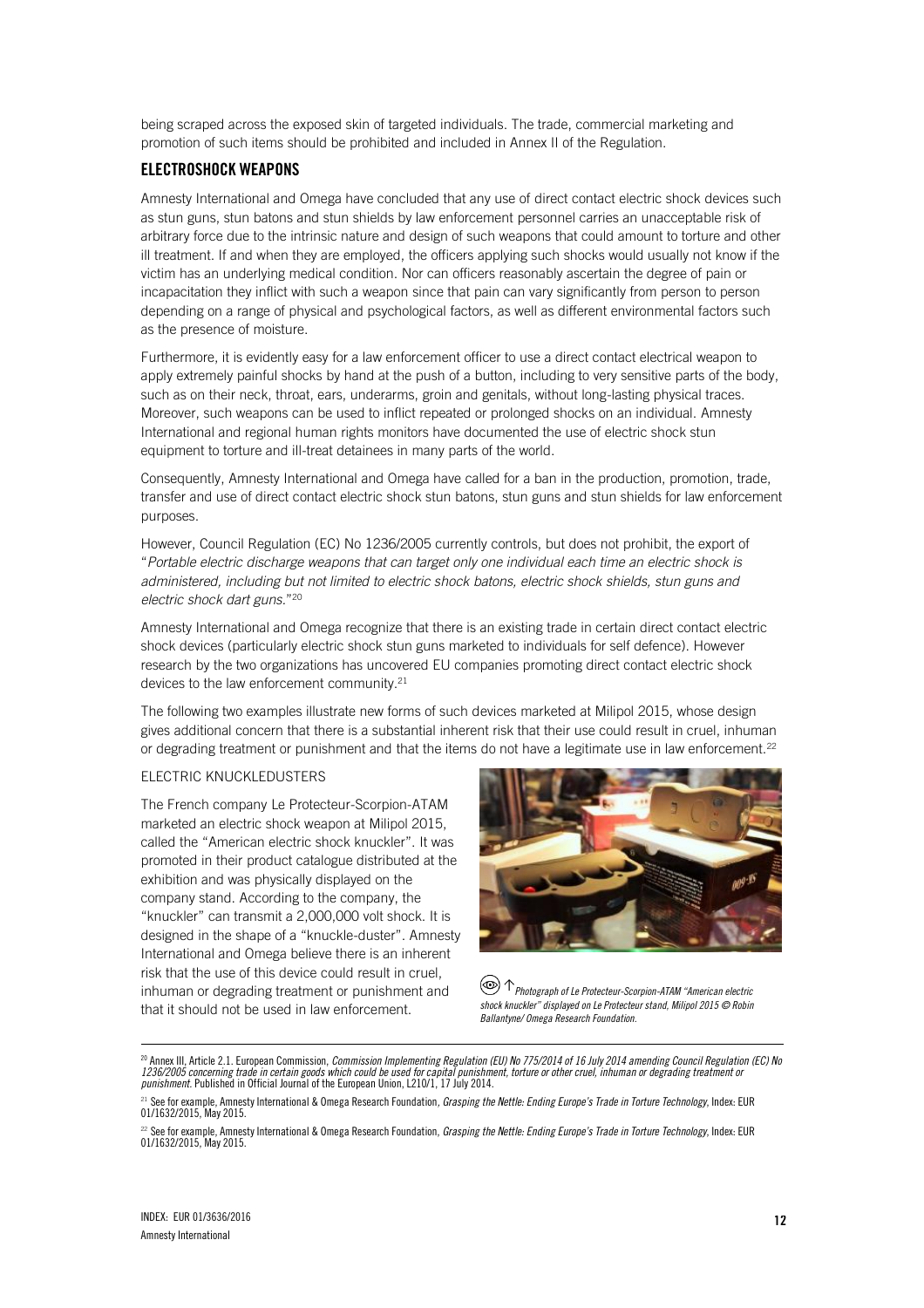being scraped across the exposed skin of targeted individuals. The trade, commercial marketing and promotion of such items should be prohibited and included in Annex II of the Regulation.

## ELECTROSHOCK WEAPONS

Amnesty International and Omega have concluded that any use of direct contact electric shock devices such as stun guns, stun batons and stun shields by law enforcement personnel carries an unacceptable risk of arbitrary force due to the intrinsic nature and design of such weapons that could amount to torture and other ill treatment. If and when they are employed, the officers applying such shocks would usually not know if the victim has an underlying medical condition. Nor can officers reasonably ascertain the degree of pain or incapacitation they inflict with such a weapon since that pain can vary significantly from person to person depending on a range of physical and psychological factors, as well as different environmental factors such as the presence of moisture.

Furthermore, it is evidently easy for a law enforcement officer to use a direct contact electrical weapon to apply extremely painful shocks by hand at the push of a button, including to very sensitive parts of the body, such as on their neck, throat, ears, underarms, groin and genitals, without long-lasting physical traces. Moreover, such weapons can be used to inflict repeated or prolonged shocks on an individual. Amnesty International and regional human rights monitors have documented the use of electric shock stun equipment to torture and ill-treat detainees in many parts of the world.

Consequently, Amnesty International and Omega have called for a ban in the production, promotion, trade, transfer and use of direct contact electric shock stun batons, stun guns and stun shields for law enforcement purposes.

However, Council Regulation (EC) No 1236/2005 currently controls, but does not prohibit, the export of "*Portable electric discharge weapons that can target only one individual each time an electric shock is administered, including but not limited to electric shock batons, electric shock shields, stun guns and electric shock dart guns.*"[20]

Amnesty International and Omega recognize that there is an existing trade in certain direct contact electric shock devices (particularly electric shock stun guns marketed to individuals for self defence). However research by the two organizations has uncovered EU companies promoting direct contact electric shock devices to the law enforcement community.[21]

The following two examples illustrate new forms of such devices marketed at Milipol 2015, whose design gives additional concern that there is a substantial inherent risk that their use could result in cruel, inhuman or degrading treatment or punishment and that the items do not have a legitimate use in law enforcement.[22]

### ELECTRIC KNUCKLEDUSTERS

The French company Le Protecteur-Scorpion-ATAM marketed an electric shock weapon at Milipol 2015, called the "American electric shock knuckler". It was promoted in their product catalogue distributed at the exhibition and was physically displayed on the company stand. According to the company, the "knuckler" can transmit a 2,000,000 volt shock. It is designed in the shape of a "knuckle-duster". Amnesty International and Omega believe there is an inherent risk that the use of this device could result in cruel, inhuman or degrading treatment or punishment and that it should not be used in law enforcement.

↑ *Photograph of Le Protecteur-Scorpion-ATAM "American electric shock knuckler" displayed on Le Protecteur stand, Milipol 2015 © Robin Ballantyne/ Omega Research Foundation.*

---

[20] Annex III, Article 2.1. European Commission, *Commission Implementing Regulation (EU) No 775/2014 of 16 July 2014 amending Council Regulation (EC) No 1236/2005 concerning trade in certain goods which could be used for capital punishment, torture or other cruel, inhuman or degrading treatment or punishment*. Published in Official Journal of the European Union, L210/1, 17 July 2014.

[21] See for example, Amnesty International & Omega Research Foundation, *Grasping the Nettle: Ending Europe's Trade in Torture Technology*, Index: EUR 01/1632/2015, May 2015.

[22] See for example, Amnesty International & Omega Research Foundation, *Grasping the Nettle: Ending Europe's Trade in Torture Technology*, Index: EUR 01/1632/2015, May 2015.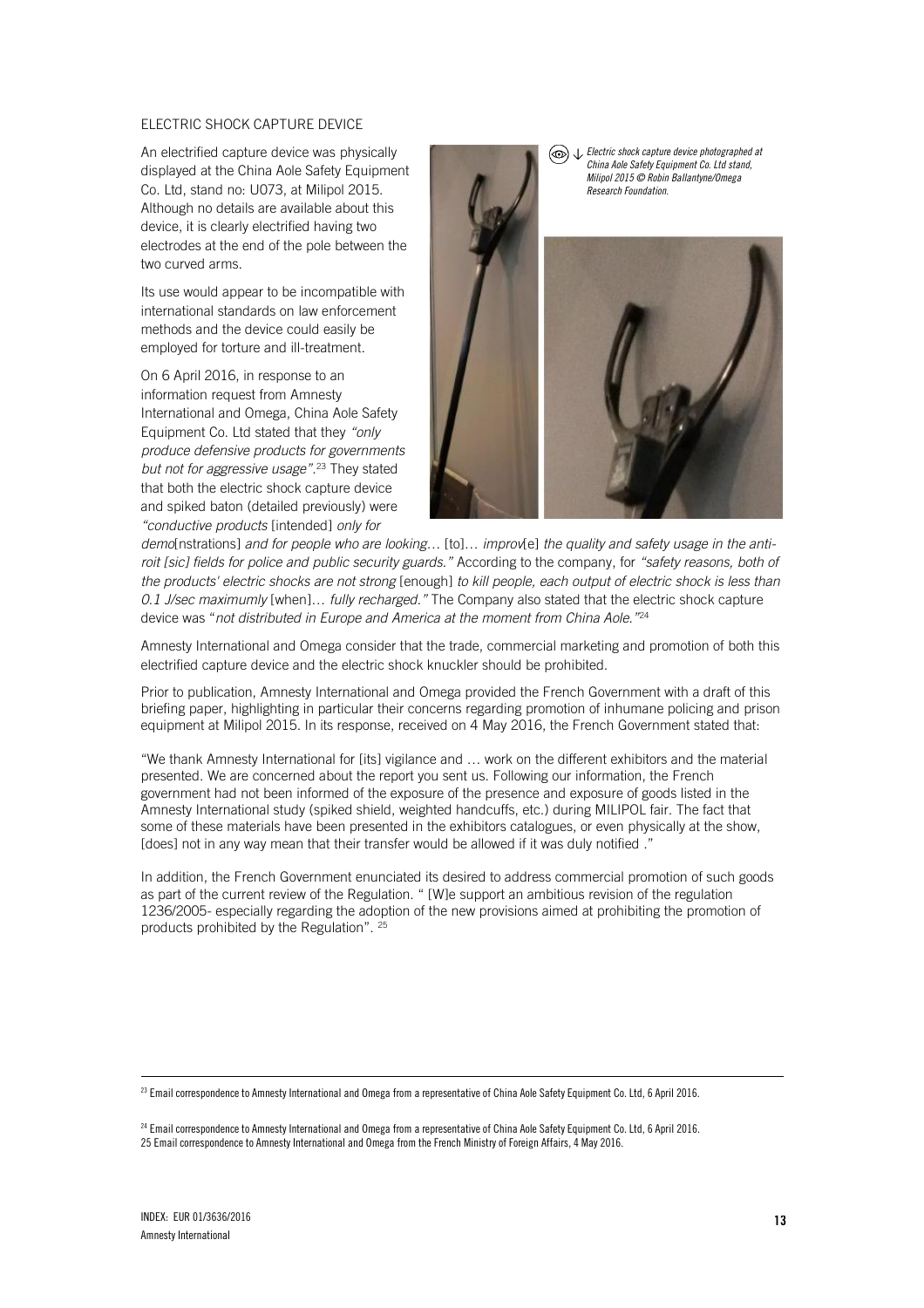ELECTRIC SHOCK CAPTURE DEVICE

An electrified capture device was physically displayed at the China Aole Safety Equipment Co. Ltd, stand no: U073, at Milipol 2015. Although no details are available about this device, it is clearly electrified having two electrodes at the end of the pole between the two curved arms.

*Electric shock capture device photographed at China Aole Safety Equipment Co. Ltd stand, Milipol 2015 © Robin Ballantyne/Omega Research Foundation.*

Its use would appear to be incompatible with international standards on law enforcement methods and the device could easily be employed for torture and ill-treatment.

On 6 April 2016, in response to an information request from Amnesty International and Omega, China Aole Safety Equipment Co. Ltd stated that they *"only produce defensive products for governments but not for aggressive usage"*.[23] They stated that both the electric shock capture device and spiked baton (detailed previously) were *"conductive products* [intended] *only for demo*[nstrations] *and for people who are looking…* [to]… *improv*[e] *the quality and safety usage in the anti-roit [sic] fields for police and public security guards."* According to the company, for *"safety reasons, both of the products' electric shocks are not strong* [enough] *to kill people, each output of electric shock is less than 0.1 J/sec maximumly* [when]… *fully recharged."* The Company also stated that the electric shock capture device was "*not distributed in Europe and America at the moment from China Aole."*[24]

Amnesty International and Omega consider that the trade, commercial marketing and promotion of both this electrified capture device and the electric shock knuckler should be prohibited.

Prior to publication, Amnesty International and Omega provided the French Government with a draft of this briefing paper, highlighting in particular their concerns regarding promotion of inhumane policing and prison equipment at Milipol 2015. In its response, received on 4 May 2016, the French Government stated that:

"We thank Amnesty International for [its] vigilance and … work on the different exhibitors and the material presented. We are concerned about the report you sent us. Following our information, the French government had not been informed of the exposure of the presence and exposure of goods listed in the Amnesty International study (spiked shield, weighted handcuffs, etc.) during MILIPOL fair. The fact that some of these materials have been presented in the exhibitors catalogues, or even physically at the show, [does] not in any way mean that their transfer would be allowed if it was duly notified ."

In addition, the French Government enunciated its desired to address commercial promotion of such goods as part of the current review of the Regulation. " [W]e support an ambitious revision of the regulation 1236/2005- especially regarding the adoption of the new provisions aimed at prohibiting the promotion of products prohibited by the Regulation". [25]

---

[23] Email correspondence to Amnesty International and Omega from a representative of China Aole Safety Equipment Co. Ltd, 6 April 2016.

[24] Email correspondence to Amnesty International and Omega from a representative of China Aole Safety Equipment Co. Ltd, 6 April 2016.

[25] Email correspondence to Amnesty International and Omega from the French Ministry of Foreign Affairs, 4 May 2016.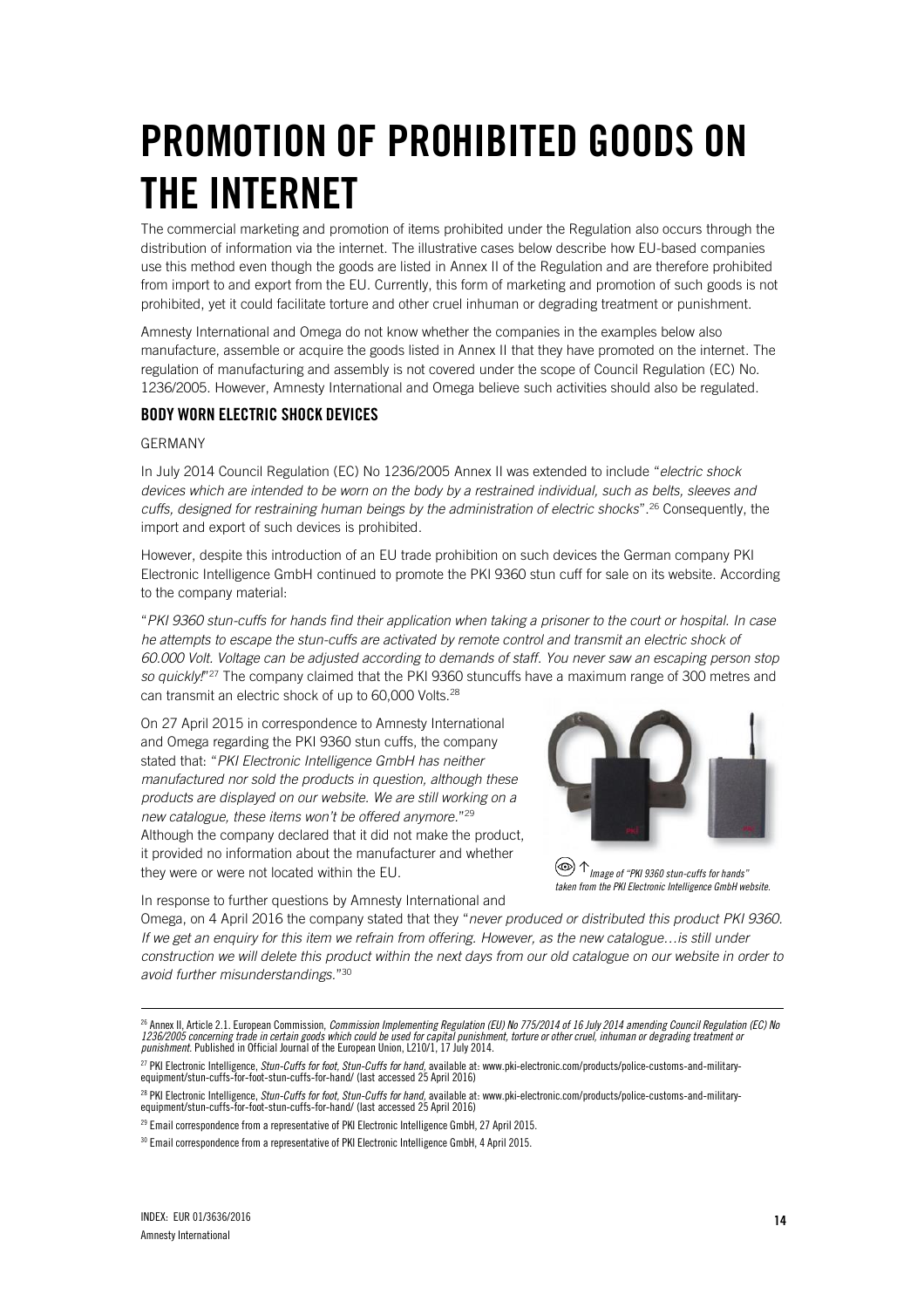# PROMOTION OF PROHIBITED GOODS ON THE INTERNET

The commercial marketing and promotion of items prohibited under the Regulation also occurs through the distribution of information via the internet. The illustrative cases below describe how EU-based companies use this method even though the goods are listed in Annex II of the Regulation and are therefore prohibited from import to and export from the EU. Currently, this form of marketing and promotion of such goods is not prohibited, yet it could facilitate torture and other cruel inhuman or degrading treatment or punishment.

Amnesty International and Omega do not know whether the companies in the examples below also manufacture, assemble or acquire the goods listed in Annex II that they have promoted on the internet. The regulation of manufacturing and assembly is not covered under the scope of Council Regulation (EC) No. 1236/2005. However, Amnesty International and Omega believe such activities should also be regulated.

### BODY WORN ELECTRIC SHOCK DEVICES

GERMANY

In July 2014 Council Regulation (EC) No 1236/2005 Annex II was extended to include "*electric shock devices which are intended to be worn on the body by a restrained individual, such as belts, sleeves and cuffs, designed for restraining human beings by the administration of electric shocks*".[26] Consequently, the import and export of such devices is prohibited.

However, despite this introduction of an EU trade prohibition on such devices the German company PKI Electronic Intelligence GmbH continued to promote the PKI 9360 stun cuff for sale on its website. According to the company material:

"*PKI 9360 stun-cuffs for hands find their application when taking a prisoner to the court or hospital. In case he attempts to escape the stun-cuffs are activated by remote control and transmit an electric shock of 60.000 Volt. Voltage can be adjusted according to demands of staff. You never saw an escaping person stop so quickly!*"[27] The company claimed that the PKI 9360 stuncuffs have a maximum range of 300 metres and can transmit an electric shock of up to 60,000 Volts.[28]

On 27 April 2015 in correspondence to Amnesty International and Omega regarding the PKI 9360 stun cuffs, the company stated that: "*PKI Electronic Intelligence GmbH has neither manufactured nor sold the products in question, although these products are displayed on our website. We are still working on a new catalogue, these items won't be offered anymore.*"[29] Although the company declared that it did not make the product, it provided no information about the manufacturer and whether they were or were not located within the EU.

↑ *Image of "PKI 9360 stun-cuffs for hands" taken from the PKI Electronic Intelligence GmbH website.*

In response to further questions by Amnesty International and Omega, on 4 April 2016 the company stated that they "*never produced or distributed this product PKI 9360. If we get an enquiry for this item we refrain from offering. However, as the new catalogue…is still under construction we will delete this product within the next days from our old catalogue on our website in order to avoid further misunderstandings.*"[30]

---

[26] Annex II, Article 2.1. European Commission, *Commission Implementing Regulation (EU) No 775/2014 of 16 July 2014 amending Council Regulation (EC) No 1236/2005 concerning trade in certain goods which could be used for capital punishment, torture or other cruel, inhuman or degrading treatment or punishment*. Published in Official Journal of the European Union, L210/1, 17 July 2014.

[27] PKI Electronic Intelligence, *Stun-Cuffs for foot, Stun-Cuffs for hand*, available at: www.pki-electronic.com/products/police-customs-and-military-equipment/stun-cuffs-for-foot-stun-cuffs-for-hand/ (last accessed 25 April 2016)

[28] PKI Electronic Intelligence, *Stun-Cuffs for foot, Stun-Cuffs for hand*, available at: www.pki-electronic.com/products/police-customs-and-military-equipment/stun-cuffs-for-foot-stun-cuffs-for-hand/ (last accessed 25 April 2016)

[29] Email correspondence from a representative of PKI Electronic Intelligence GmbH, 27 April 2015.

[30] Email correspondence from a representative of PKI Electronic Intelligence GmbH, 4 April 2015.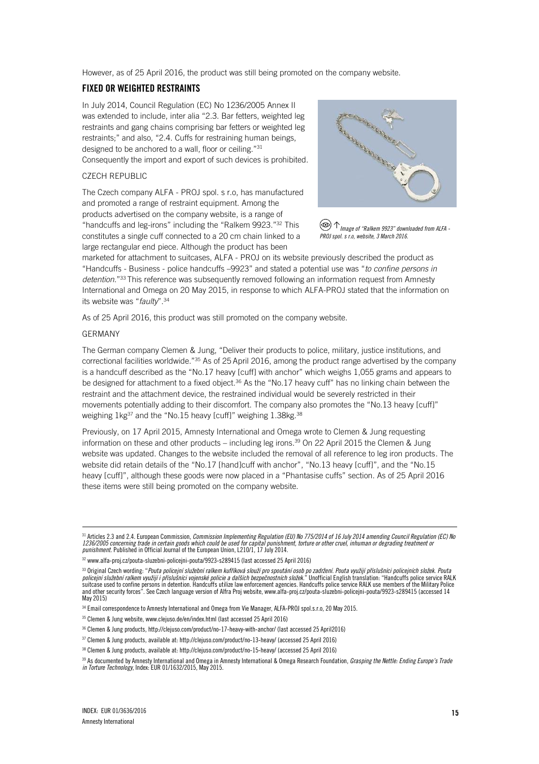However, as of 25 April 2016, the product was still being promoted on the company website.

## FIXED OR WEIGHTED RESTRAINTS

In July 2014, Council Regulation (EC) No 1236/2005 Annex II was extended to include, inter alia "2.3. Bar fetters, weighted leg restraints and gang chains comprising bar fetters or weighted leg restraints;" and also, "2.4. Cuffs for restraining human beings, designed to be anchored to a wall, floor or ceiling."[31] Consequently the import and export of such devices is prohibited.

### CZECH REPUBLIC

The Czech company ALFA - PROJ spol. s r.o, has manufactured and promoted a range of restraint equipment. Among the products advertised on the company website, is a range of "handcuffs and leg-irons" including the "Ralkem 9923."[32] This constitutes a single cuff connected to a 20 cm chain linked to a large rectangular end piece. Although the product has been marketed for attachment to suitcases, ALFA - PROJ on its website previously described the product as "Handcuffs - Business - police handcuffs –9923" and stated a potential use was "*to confine persons in detention*."[33] This reference was subsequently removed following an information request from Amnesty International and Omega on 20 May 2015, in response to which ALFA-PROJ stated that the information on its website was "*faulty*".[34]

*Image of "Ralkem 9923" downloaded from ALFA - PROJ spol. s r.o, website, 3 March 2016.*

As of 25 April 2016, this product was still promoted on the company website.

### GERMANY

The German company Clemen & Jung, "Deliver their products to police, military, justice institutions, and correctional facilities worldwide."[35] As of 25 April 2016, among the product range advertised by the company is a handcuff described as the "No.17 heavy [cuff] with anchor" which weighs 1,055 grams and appears to be designed for attachment to a fixed object.[36] As the "No.17 heavy cuff" has no linking chain between the restraint and the attachment device, the restrained individual would be severely restricted in their movements potentially adding to their discomfort. The company also promotes the "No.13 heavy [cuff]" weighing 1kg[37] and the "No.15 heavy [cuff]" weighing 1.38kg.[38]

Previously, on 17 April 2015, Amnesty International and Omega wrote to Clemen & Jung requesting information on these and other products – including leg irons.[39] On 22 April 2015 the Clemen & Jung website was updated. Changes to the website included the removal of all reference to leg iron products. The website did retain details of the "No.17 [hand]cuff with anchor", "No.13 heavy [cuff]", and the "No.15 heavy [cuff]", although these goods were now placed in a "Phantasise cuffs" section. As of 25 April 2016 these items were still being promoted on the company website.

---

[31] Articles 2.3 and 2.4. European Commission, *Commission Implementing Regulation (EU) No 775/2014 of 16 July 2014 amending Council Regulation (EC) No 1236/2005 concerning trade in certain goods which could be used for capital punishment, torture or other cruel, inhuman or degrading treatment or punishment*. Published in Official Journal of the European Union, L210/1, 17 July 2014.

[32] www.alfa-proj.cz/pouta-sluzebni-policejni-pouta/9923-s289415 (last accessed 25 April 2016)

[33] Original Czech wording: "*Pouta policejní služební ralkem kufříková slouží pro spoutání osob po zadržení. Pouta využijí příslušníci policejních složek. Pouta policejní služební ralkem využijí i příslušníci vojenské policie a dalších bezpečnostních složek.*" Unofficial English translation: "Handcuffs police service RALK suitcase used to confine persons in detention. Handcuffs utilize law enforcement agencies. Handcuffs police service RALK use members of the Military Police and other security forces". See Czech language version of Alfra Proj website, www.alfa-proj.cz/pouta-sluzebni-policejni-pouta/9923-s289415 (accessed 14 May 2015)

[34] Email correspondence to Amnesty International and Omega from Vie Manager, ALFA-PROJ spol.s.r.o, 20 May 2015.

[35] Clemen & Jung website, www.clejuso.de/en/index.html (last accessed 25 April 2016)

[36] Clemen & Jung products, http://clejuso.com/product/no-17-heavy-with-anchor/ (last accessed 25 April2016)

[37] Clemen & Jung products, available at: http://clejuso.com/product/no-13-heavy/ (accessed 25 April 2016)

[38] Clemen & Jung products, available at: http://clejuso.com/product/no-15-heavy/ (accessed 25 April 2016)

[39] As documented by Amnesty International and Omega in Amnesty International & Omega Research Foundation, *Grasping the Nettle: Ending Europe's Trade in Torture Technology*, Index: EUR 01/1632/2015, May 2015.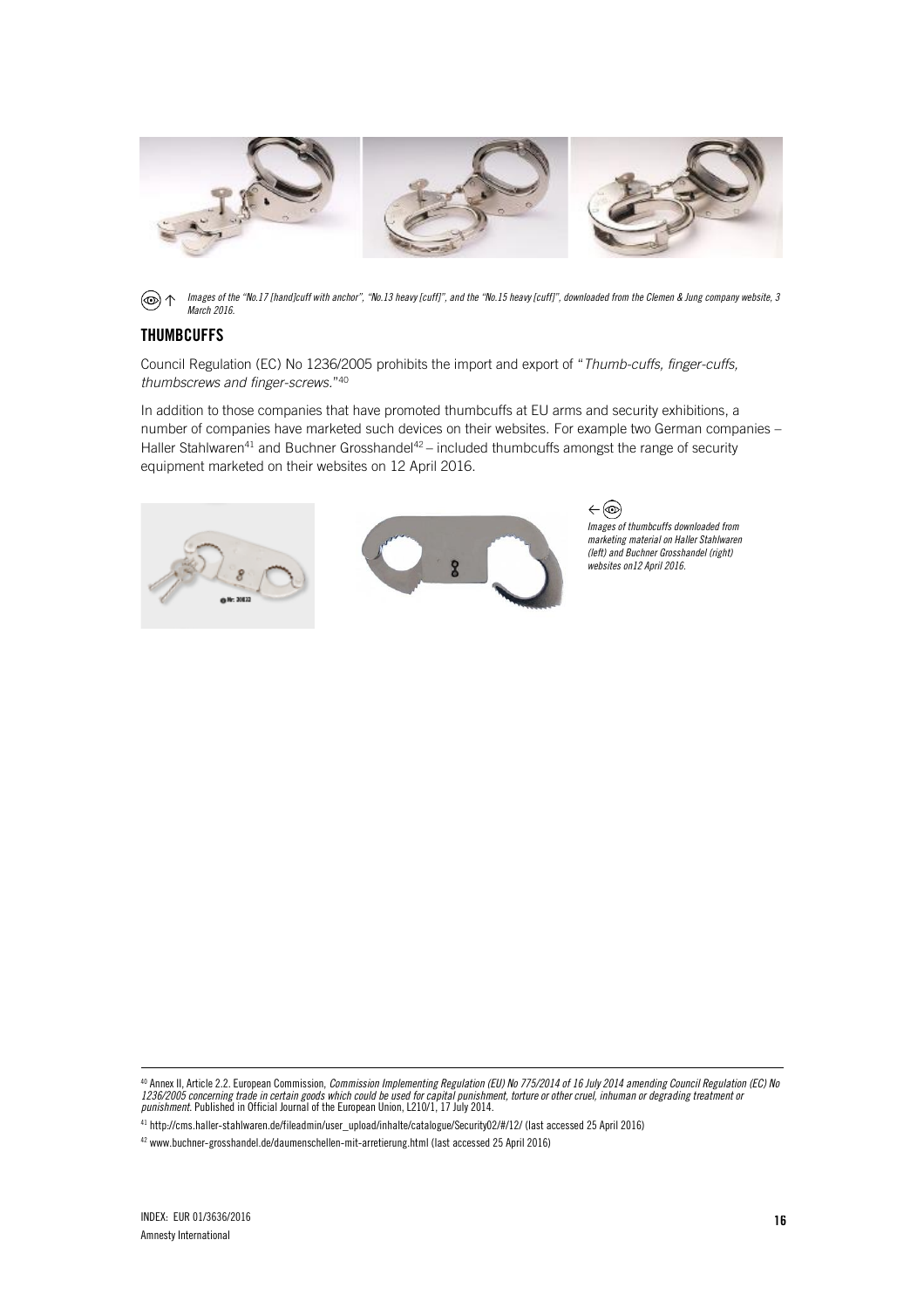Images of the "No.17 [hand]cuff with anchor", "No.13 heavy [cuff]", and the "No.15 heavy [cuff]", downloaded from the Clemen & Jung company website, 3 March 2016.

## THUMBCUFFS

Council Regulation (EC) No 1236/2005 prohibits the import and export of "*Thumb-cuffs, finger-cuffs, thumbscrews and finger-screws.*"[40]

In addition to those companies that have promoted thumbcuffs at EU arms and security exhibitions, a number of companies have marketed such devices on their websites. For example two German companies – Haller Stahlwaren[41] and Buchner Grosshandel[42] – included thumbcuffs amongst the range of security equipment marketed on their websites on 12 April 2016.

*Images of thumbcuffs downloaded from marketing material on Haller Stahlwaren (left) and Buchner Grosshandel (right) websites on12 April 2016.*

---

[40] Annex II, Article 2.2. European Commission, *Commission Implementing Regulation (EU) No 775/2014 of 16 July 2014 amending Council Regulation (EC) No 1236/2005 concerning trade in certain goods which could be used for capital punishment, torture or other cruel, inhuman or degrading treatment or punishment*. Published in Official Journal of the European Union, L210/1, 17 July 2014.

[41] http://cms.haller-stahlwaren.de/fileadmin/user_upload/inhalte/catalogue/Security02/#/12/ (last accessed 25 April 2016)

[42] www.buchner-grosshandel.de/daumenschellen-mit-arretierung.html (last accessed 25 April 2016)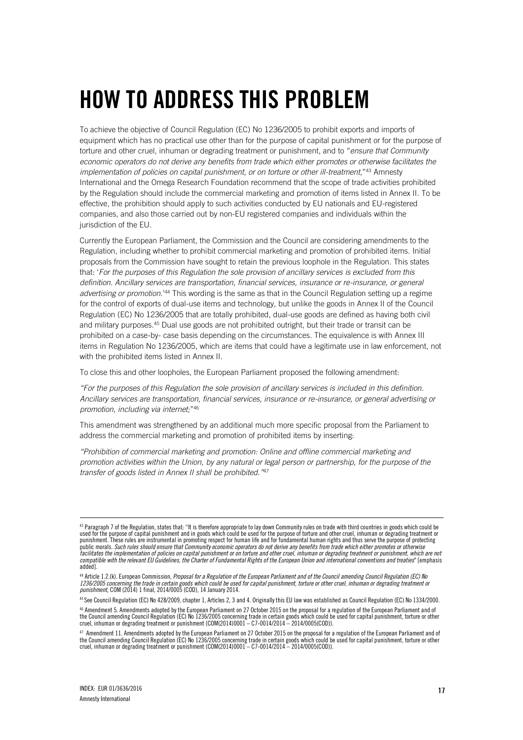# HOW TO ADDRESS THIS PROBLEM

To achieve the objective of Council Regulation (EC) No 1236/2005 to prohibit exports and imports of equipment which has no practical use other than for the purpose of capital punishment or for the purpose of torture and other cruel, inhuman or degrading treatment or punishment, and to "*ensure that Community economic operators do not derive any benefits from trade which either promotes or otherwise facilitates the implementation of policies on capital punishment, or on torture or other ill-treatment*,"[43] Amnesty International and the Omega Research Foundation recommend that the scope of trade activities prohibited by the Regulation should include the commercial marketing and promotion of items listed in Annex II. To be effective, the prohibition should apply to such activities conducted by EU nationals and EU-registered companies, and also those carried out by non-EU registered companies and individuals within the jurisdiction of the EU.

Currently the European Parliament, the Commission and the Council are considering amendments to the Regulation, including whether to prohibit commercial marketing and promotion of prohibited items. Initial proposals from the Commission have sought to retain the previous loophole in the Regulation. This states that: '*For the purposes of this Regulation the sole provision of ancillary services is excluded from this definition. Ancillary services are transportation, financial services, insurance or re-insurance, or general advertising or promotion.*'[44] This wording is the same as that in the Council Regulation setting up a regime for the control of exports of dual-use items and technology, but unlike the goods in Annex II of the Council Regulation (EC) No 1236/2005 that are totally prohibited, dual-use goods are defined as having both civil and military purposes.[45] Dual use goods are not prohibited outright, but their trade or transit can be prohibited on a case-by- case basis depending on the circumstances. The equivalence is with Annex III items in Regulation No 1236/2005, which are items that could have a legitimate use in law enforcement, not with the prohibited items listed in Annex II.

To close this and other loopholes, the European Parliament proposed the following amendment:

*"For the purposes of this Regulation the sole provision of ancillary services is included in this definition. Ancillary services are transportation, financial services, insurance or re-insurance, or general advertising or promotion, including via internet;"*[46]

This amendment was strengthened by an additional much more specific proposal from the Parliament to address the commercial marketing and promotion of prohibited items by inserting:

*"Prohibition of commercial marketing and promotion: Online and offline commercial marketing and promotion activities within the Union, by any natural or legal person or partnership, for the purpose of the transfer of goods listed in Annex II shall be prohibited."*[47]

---

[43] Paragraph 7 of the Regulation, states that: "It is therefore appropriate to lay down Community rules on trade with third countries in goods which could be used for the purpose of capital punishment and in goods which could be used for the purpose of torture and other cruel, inhuman or degrading treatment or punishment. These rules are instrumental in promoting respect for human life and for fundamental human rights and thus serve the purpose of protecting public morals. *Such rules should ensure that Community economic operators do not derive any benefits from trade which either promotes or otherwise facilitates the implementation of policies on capital punishment or on torture and other cruel, inhuman or degrading treatment or punishment, which are not compatible with the relevant EU Guidelines, the Charter of Fundamental Rights of the European Union and international conventions and treaties*" [emphasis added].

[44] Article 1.2.(k). European Commission, *Proposal for a Regulation of the European Parliament and of the Council amending Council Regulation (EC) No 1236/2005 concerning the trade in certain goods which could be used for capital punishment, torture or other cruel, inhuman or degrading treatment or punishment*, COM (2014) 1 final, 2014/0005 (COD), 14 January 2014.

[45] See Council Regulation (EC) No 428/2009, chapter 1, Articles 2, 3 and 4. Originally this EU law was established as Council Regulation (EC) No 1334/2000.

[46] Amendment 5. Amendments adopted by the European Parliament on 27 October 2015 on the proposal for a regulation of the European Parliament and of the Council amending Council Regulation (EC) No 1236/2005 concerning trade in certain goods which could be used for capital punishment, torture or other cruel, inhuman or degrading treatment or punishment (COM(2014)0001 – C7-0014/2014 – 2014/0005(COD)).

[47] Amendment 11. Amendments adopted by the European Parliament on 27 October 2015 on the proposal for a regulation of the European Parliament and of the Council amending Council Regulation (EC) No 1236/2005 concerning trade in certain goods which could be used for capital punishment, torture or other cruel, inhuman or degrading treatment or punishment (COM(2014)0001 – C7-0014/2014 – 2014/0005(COD)).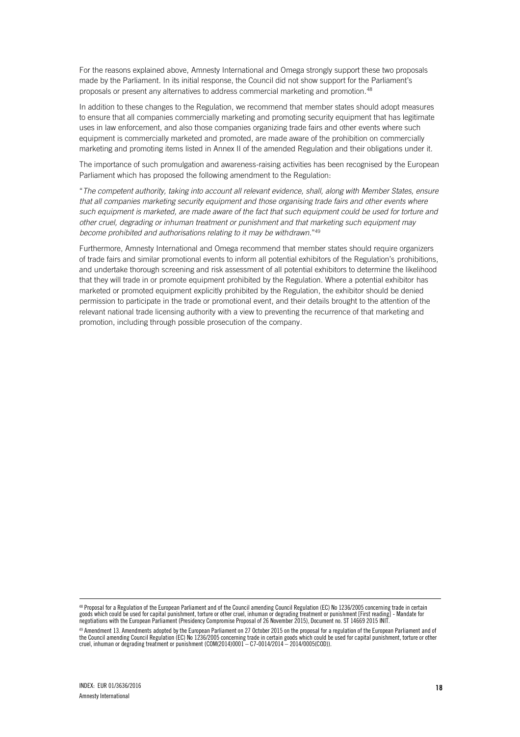For the reasons explained above, Amnesty International and Omega strongly support these two proposals made by the Parliament. In its initial response, the Council did not show support for the Parliament's proposals or present any alternatives to address commercial marketing and promotion.[48]

In addition to these changes to the Regulation, we recommend that member states should adopt measures to ensure that all companies commercially marketing and promoting security equipment that has legitimate uses in law enforcement, and also those companies organizing trade fairs and other events where such equipment is commercially marketed and promoted, are made aware of the prohibition on commercially marketing and promoting items listed in Annex II of the amended Regulation and their obligations under it.

The importance of such promulgation and awareness-raising activities has been recognised by the European Parliament which has proposed the following amendment to the Regulation:

"*The competent authority, taking into account all relevant evidence, shall, along with Member States, ensure that all companies marketing security equipment and those organising trade fairs and other events where such equipment is marketed, are made aware of the fact that such equipment could be used for torture and other cruel, degrading or inhuman treatment or punishment and that marketing such equipment may become prohibited and authorisations relating to it may be withdrawn.*"[49]

Furthermore, Amnesty International and Omega recommend that member states should require organizers of trade fairs and similar promotional events to inform all potential exhibitors of the Regulation's prohibitions, and undertake thorough screening and risk assessment of all potential exhibitors to determine the likelihood that they will trade in or promote equipment prohibited by the Regulation. Where a potential exhibitor has marketed or promoted equipment explicitly prohibited by the Regulation, the exhibitor should be denied permission to participate in the trade or promotional event, and their details brought to the attention of the relevant national trade licensing authority with a view to preventing the recurrence of that marketing and promotion, including through possible prosecution of the company.

---

[48] Proposal for a Regulation of the European Parliament and of the Council amending Council Regulation (EC) No 1236/2005 concerning trade in certain goods which could be used for capital punishment, torture or other cruel, inhuman or degrading treatment or punishment [First reading] - Mandate for negotiations with the European Parliament (Presidency Compromise Proposal of 26 November 2015), Document no. ST 14669 2015 INIT.

[49] Amendment 13. Amendments adopted by the European Parliament on 27 October 2015 on the proposal for a regulation of the European Parliament and of the Council amending Council Regulation (EC) No 1236/2005 concerning trade in certain goods which could be used for capital punishment, torture or other cruel, inhuman or degrading treatment or punishment (COM(2014)0001 – C7-0014/2014 – 2014/0005(COD)).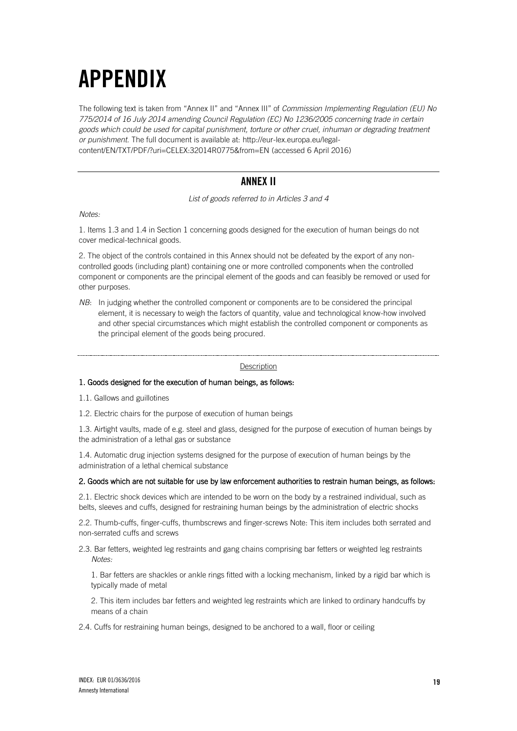# APPENDIX

The following text is taken from "Annex II" and "Annex III" of *Commission Implementing Regulation (EU) No 775/2014 of 16 July 2014 amending Council Regulation (EC) No 1236/2005 concerning trade in certain goods which could be used for capital punishment, torture or other cruel, inhuman or degrading treatment or punishment.* The full document is available at: http://eur-lex.europa.eu/legal-content/EN/TXT/PDF/?uri=CELEX:32014R0775&from=EN (accessed 6 April 2016)

---

## ANNEX II

*List of goods referred to in Articles 3 and 4*

*Notes:*

1. Items 1.3 and 1.4 in Section 1 concerning goods designed for the execution of human beings do not cover medical-technical goods.

2. The object of the controls contained in this Annex should not be defeated by the export of any non-controlled goods (including plant) containing one or more controlled components when the controlled component or components are the principal element of the goods and can feasibly be removed or used for other purposes.

*NB*: In judging whether the controlled component or components are to be considered the principal element, it is necessary to weigh the factors of quantity, value and technological know-how involved and other special circumstances which might establish the controlled component or components as the principal element of the goods being procured.

---

Description

**1. Goods designed for the execution of human beings, as follows:**

1.1. Gallows and guillotines

1.2. Electric chairs for the purpose of execution of human beings

1.3. Airtight vaults, made of e.g. steel and glass, designed for the purpose of execution of human beings by the administration of a lethal gas or substance

1.4. Automatic drug injection systems designed for the purpose of execution of human beings by the administration of a lethal chemical substance

**2. Goods which are not suitable for use by law enforcement authorities to restrain human beings, as follows:**

2.1. Electric shock devices which are intended to be worn on the body by a restrained individual, such as belts, sleeves and cuffs, designed for restraining human beings by the administration of electric shocks

2.2. Thumb-cuffs, finger-cuffs, thumbscrews and finger-screws Note: This item includes both serrated and non-serrated cuffs and screws

2.3. Bar fetters, weighted leg restraints and gang chains comprising bar fetters or weighted leg restraints
*Notes:*

1. Bar fetters are shackles or ankle rings fitted with a locking mechanism, linked by a rigid bar which is typically made of metal

2. This item includes bar fetters and weighted leg restraints which are linked to ordinary handcuffs by means of a chain

2.4. Cuffs for restraining human beings, designed to be anchored to a wall, floor or ceiling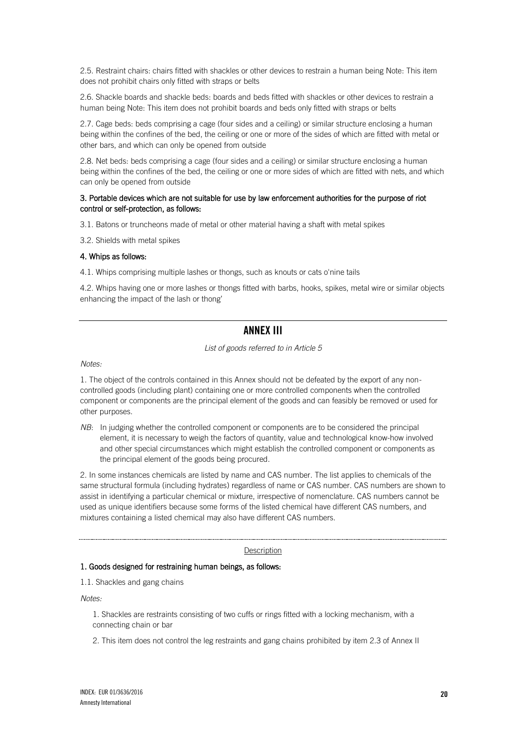2.5. Restraint chairs: chairs fitted with shackles or other devices to restrain a human being Note: This item does not prohibit chairs only fitted with straps or belts

2.6. Shackle boards and shackle beds: boards and beds fitted with shackles or other devices to restrain a human being Note: This item does not prohibit boards and beds only fitted with straps or belts

2.7. Cage beds: beds comprising a cage (four sides and a ceiling) or similar structure enclosing a human being within the confines of the bed, the ceiling or one or more of the sides of which are fitted with metal or other bars, and which can only be opened from outside

2.8. Net beds: beds comprising a cage (four sides and a ceiling) or similar structure enclosing a human being within the confines of the bed, the ceiling or one or more sides of which are fitted with nets, and which can only be opened from outside

**3. Portable devices which are not suitable for use by law enforcement authorities for the purpose of riot control or self-protection, as follows:**

3.1. Batons or truncheons made of metal or other material having a shaft with metal spikes

3.2. Shields with metal spikes

**4. Whips as follows:**

4.1. Whips comprising multiple lashes or thongs, such as knouts or cats o'nine tails

4.2. Whips having one or more lashes or thongs fitted with barbs, hooks, spikes, metal wire or similar objects enhancing the impact of the lash or thong'

## ANNEX III

*List of goods referred to in Article 5*

*Notes:*

1. The object of the controls contained in this Annex should not be defeated by the export of any non-controlled goods (including plant) containing one or more controlled components when the controlled component or components are the principal element of the goods and can feasibly be removed or used for other purposes.

*NB*: In judging whether the controlled component or components are to be considered the principal element, it is necessary to weigh the factors of quantity, value and technological know-how involved and other special circumstances which might establish the controlled component or components as the principal element of the goods being procured.

2. In some instances chemicals are listed by name and CAS number. The list applies to chemicals of the same structural formula (including hydrates) regardless of name or CAS number. CAS numbers are shown to assist in identifying a particular chemical or mixture, irrespective of nomenclature. CAS numbers cannot be used as unique identifiers because some forms of the listed chemical have different CAS numbers, and mixtures containing a listed chemical may also have different CAS numbers.

Description

**1. Goods designed for restraining human beings, as follows:**

1.1. Shackles and gang chains

*Notes:*

1. Shackles are restraints consisting of two cuffs or rings fitted with a locking mechanism, with a connecting chain or bar

2. This item does not control the leg restraints and gang chains prohibited by item 2.3 of Annex II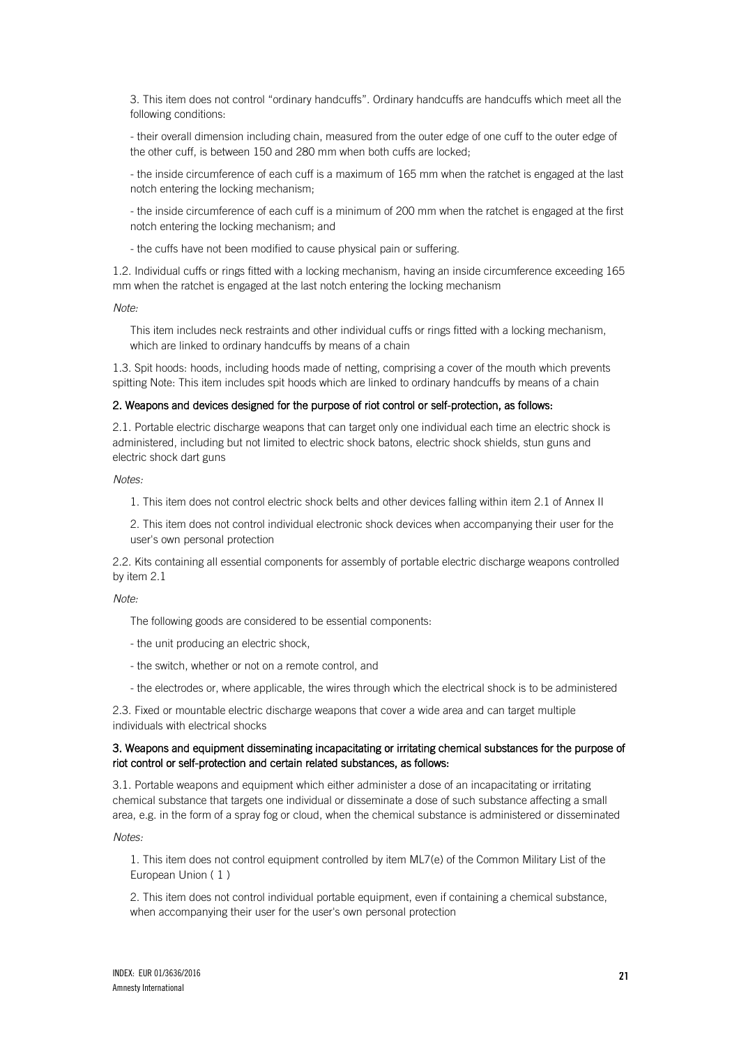3. This item does not control “ordinary handcuffs”. Ordinary handcuffs are handcuffs which meet all the following conditions:

- their overall dimension including chain, measured from the outer edge of one cuff to the outer edge of the other cuff, is between 150 and 280 mm when both cuffs are locked;

- the inside circumference of each cuff is a maximum of 165 mm when the ratchet is engaged at the last notch entering the locking mechanism;

- the inside circumference of each cuff is a minimum of 200 mm when the ratchet is engaged at the first notch entering the locking mechanism; and

- the cuffs have not been modified to cause physical pain or suffering.

1.2. Individual cuffs or rings fitted with a locking mechanism, having an inside circumference exceeding 165 mm when the ratchet is engaged at the last notch entering the locking mechanism

*Note:*

This item includes neck restraints and other individual cuffs or rings fitted with a locking mechanism, which are linked to ordinary handcuffs by means of a chain

1.3. Spit hoods: hoods, including hoods made of netting, comprising a cover of the mouth which prevents spitting Note: This item includes spit hoods which are linked to ordinary handcuffs by means of a chain

**2. Weapons and devices designed for the purpose of riot control or self-protection, as follows:**

2.1. Portable electric discharge weapons that can target only one individual each time an electric shock is administered, including but not limited to electric shock batons, electric shock shields, stun guns and electric shock dart guns

*Notes:*

1. This item does not control electric shock belts and other devices falling within item 2.1 of Annex II

2. This item does not control individual electronic shock devices when accompanying their user for the user's own personal protection

2.2. Kits containing all essential components for assembly of portable electric discharge weapons controlled by item 2.1

*Note:*

The following goods are considered to be essential components:

- the unit producing an electric shock,

- the switch, whether or not on a remote control, and

- the electrodes or, where applicable, the wires through which the electrical shock is to be administered

2.3. Fixed or mountable electric discharge weapons that cover a wide area and can target multiple individuals with electrical shocks

**3. Weapons and equipment disseminating incapacitating or irritating chemical substances for the purpose of riot control or self-protection and certain related substances, as follows:**

3.1. Portable weapons and equipment which either administer a dose of an incapacitating or irritating chemical substance that targets one individual or disseminate a dose of such substance affecting a small area, e.g. in the form of a spray fog or cloud, when the chemical substance is administered or disseminated

*Notes:*

1. This item does not control equipment controlled by item ML7(e) of the Common Military List of the European Union ( 1 )

2. This item does not control individual portable equipment, even if containing a chemical substance, when accompanying their user for the user's own personal protection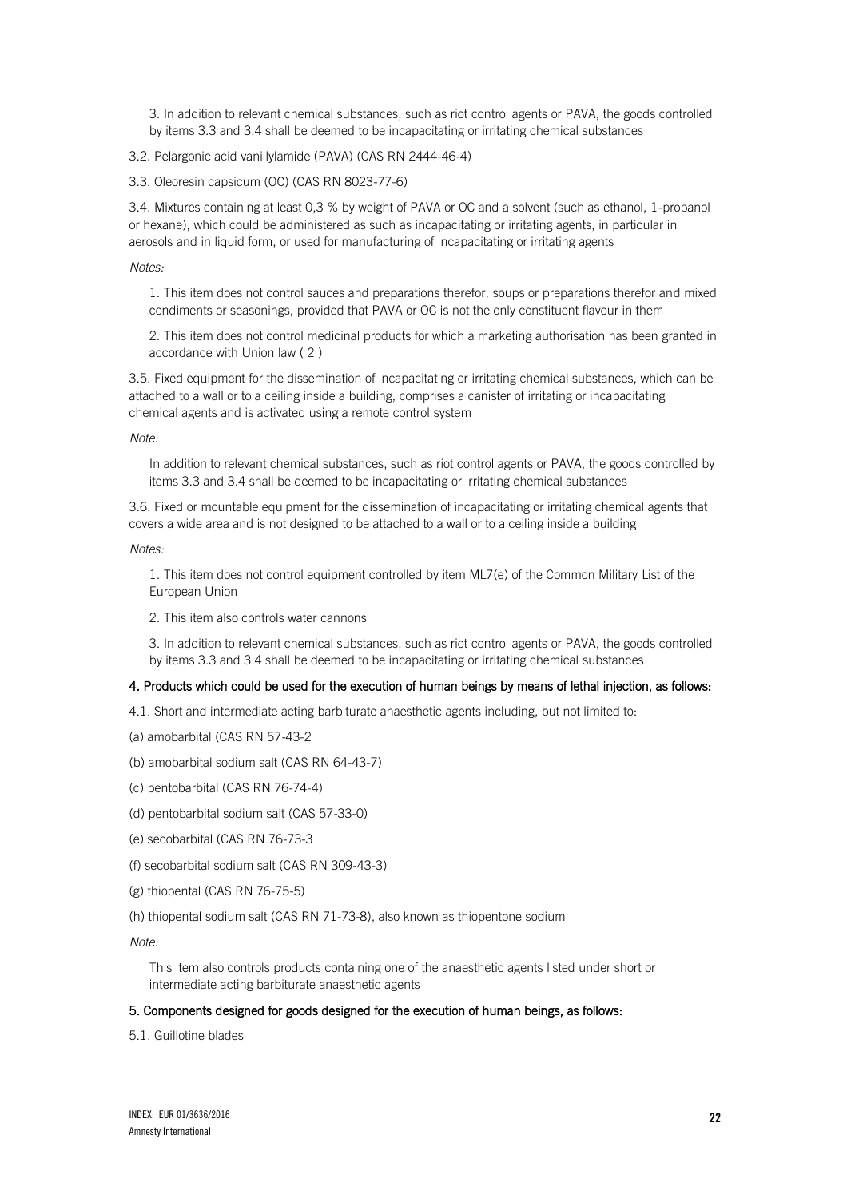3. In addition to relevant chemical substances, such as riot control agents or PAVA, the goods controlled by items 3.3 and 3.4 shall be deemed to be incapacitating or irritating chemical substances

3.2. Pelargonic acid vanillylamide (PAVA) (CAS RN 2444-46-4)

3.3. Oleoresin capsicum (OC) (CAS RN 8023-77-6)

3.4. Mixtures containing at least 0,3 % by weight of PAVA or OC and a solvent (such as ethanol, 1-propanol or hexane), which could be administered as such as incapacitating or irritating agents, in particular in aerosols and in liquid form, or used for manufacturing of incapacitating or irritating agents

*Notes:*

1. This item does not control sauces and preparations therefor, soups or preparations therefor and mixed condiments or seasonings, provided that PAVA or OC is not the only constituent flavour in them

2. This item does not control medicinal products for which a marketing authorisation has been granted in accordance with Union law ( 2 )

3.5. Fixed equipment for the dissemination of incapacitating or irritating chemical substances, which can be attached to a wall or to a ceiling inside a building, comprises a canister of irritating or incapacitating chemical agents and is activated using a remote control system

*Note:*

In addition to relevant chemical substances, such as riot control agents or PAVA, the goods controlled by items 3.3 and 3.4 shall be deemed to be incapacitating or irritating chemical substances

3.6. Fixed or mountable equipment for the dissemination of incapacitating or irritating chemical agents that covers a wide area and is not designed to be attached to a wall or to a ceiling inside a building

*Notes:*

1. This item does not control equipment controlled by item ML7(e) of the Common Military List of the European Union

2. This item also controls water cannons

3. In addition to relevant chemical substances, such as riot control agents or PAVA, the goods controlled by items 3.3 and 3.4 shall be deemed to be incapacitating or irritating chemical substances

**4. Products which could be used for the execution of human beings by means of lethal injection, as follows:**

4.1. Short and intermediate acting barbiturate anaesthetic agents including, but not limited to:

(a) amobarbital (CAS RN 57-43-2

(b) amobarbital sodium salt (CAS RN 64-43-7)

(c) pentobarbital (CAS RN 76-74-4)

(d) pentobarbital sodium salt (CAS 57-33-0)

(e) secobarbital (CAS RN 76-73-3

(f) secobarbital sodium salt (CAS RN 309-43-3)

(g) thiopental (CAS RN 76-75-5)

(h) thiopental sodium salt (CAS RN 71-73-8), also known as thiopentone sodium

*Note:*

This item also controls products containing one of the anaesthetic agents listed under short or intermediate acting barbiturate anaesthetic agents

**5. Components designed for goods designed for the execution of human beings, as follows:**

5.1. Guillotine blades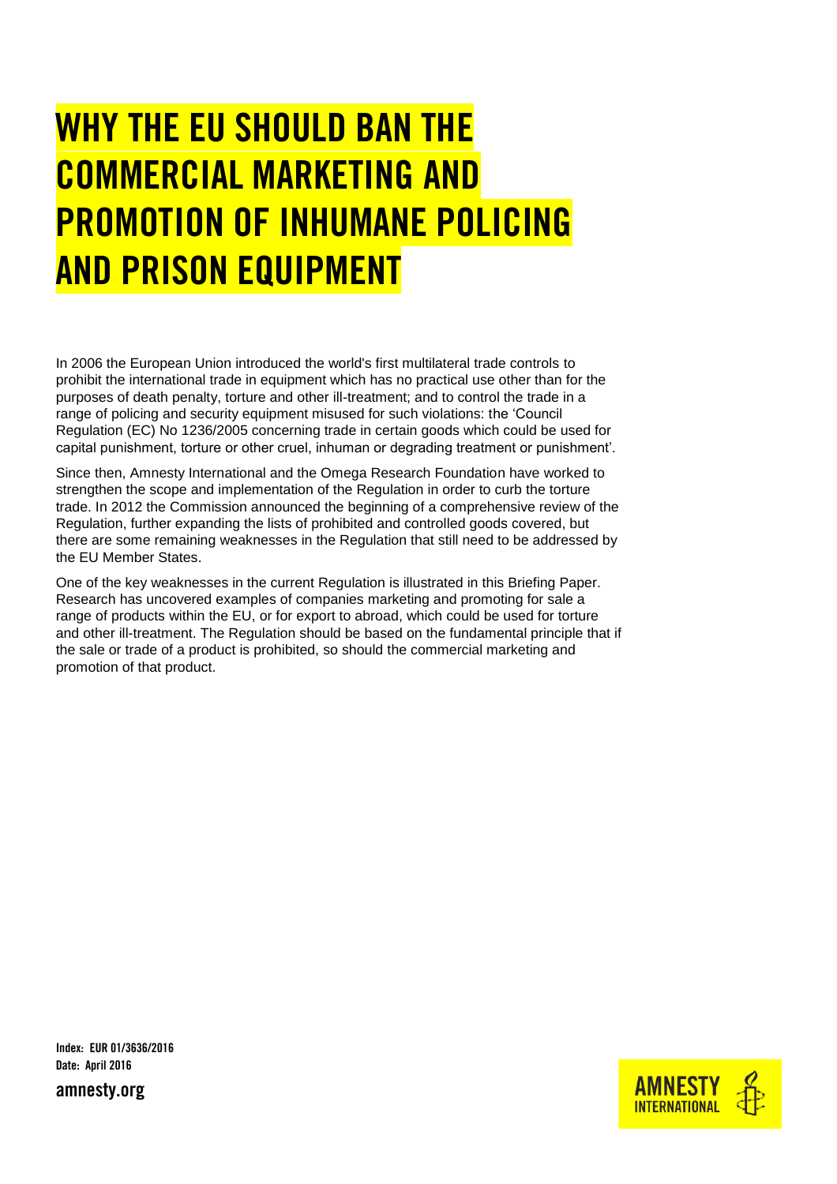# WHY THE EU SHOULD BAN THE COMMERCIAL MARKETING AND PROMOTION OF INHUMANE POLICING AND PRISON EQUIPMENT

In 2006 the European Union introduced the world's first multilateral trade controls to prohibit the international trade in equipment which has no practical use other than for the purposes of death penalty, torture and other ill-treatment; and to control the trade in a range of policing and security equipment misused for such violations: the 'Council Regulation (EC) No 1236/2005 concerning trade in certain goods which could be used for capital punishment, torture or other cruel, inhuman or degrading treatment or punishment'.

Since then, Amnesty International and the Omega Research Foundation have worked to strengthen the scope and implementation of the Regulation in order to curb the torture trade. In 2012 the Commission announced the beginning of a comprehensive review of the Regulation, further expanding the lists of prohibited and controlled goods covered, but there are some remaining weaknesses in the Regulation that still need to be addressed by the EU Member States.

One of the key weaknesses in the current Regulation is illustrated in this Briefing Paper. Research has uncovered examples of companies marketing and promoting for sale a range of products within the EU, or for export to abroad, which could be used for torture and other ill-treatment. The Regulation should be based on the fundamental principle that if the sale or trade of a product is prohibited, so should the commercial marketing and promotion of that product.

Index: EUR 01/3636/2016
Date: April 2016

amnesty.org

AMNESTY INTERNATIONAL